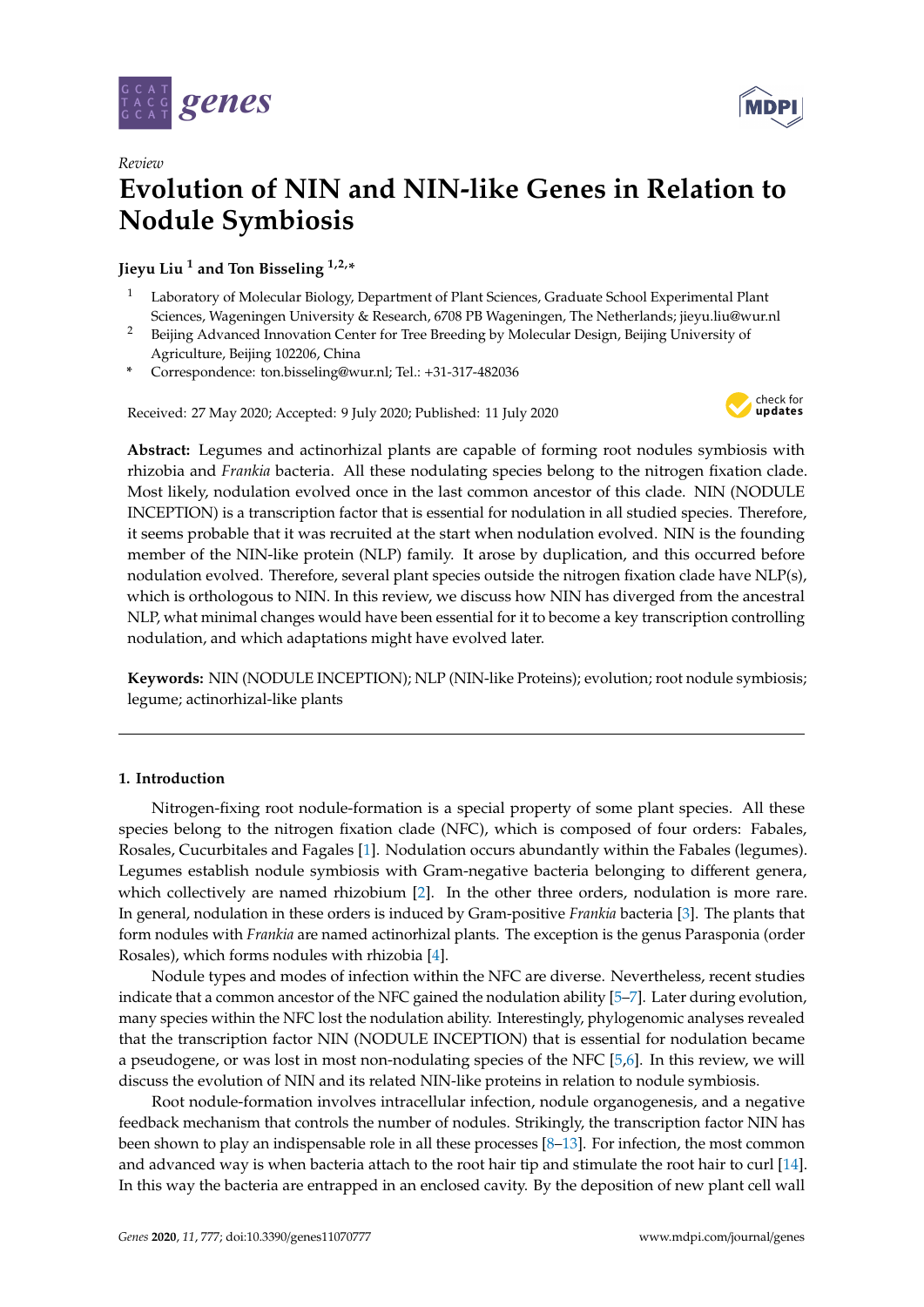*Review*

# Evolution of NIN and NIN-like Genes in Relation to Nodule Symbiosis

**Jieyu Liu [1] and Ton Bisseling [1,2,*]**

1 Laboratory of Molecular Biology, Department of Plant Sciences, Graduate School Experimental Plant Sciences, Wageningen University & Research, 6708 PB Wageningen, The Netherlands; jieyu.liu@wur.nl
2 Beijing Advanced Innovation Center for Tree Breeding by Molecular Design, Beijing University of Agriculture, Beijing 102206, China
* Correspondence: ton.bisseling@wur.nl; Tel.: +31-317-482036

Received: 27 May 2020; Accepted: 9 July 2020; Published: 11 July 2020

**Abstract:** Legumes and actinorhizal plants are capable of forming root nodules symbiosis with rhizobia and *Frankia* bacteria. All these nodulating species belong to the nitrogen fixation clade. Most likely, nodulation evolved once in the last common ancestor of this clade. NIN (NODULE INCEPTION) is a transcription factor that is essential for nodulation in all studied species. Therefore, it seems probable that it was recruited at the start when nodulation evolved. NIN is the founding member of the NIN-like protein (NLP) family. It arose by duplication, and this occurred before nodulation evolved. Therefore, several plant species outside the nitrogen fixation clade have NLP(s), which is orthologous to NIN. In this review, we discuss how NIN has diverged from the ancestral NLP, what minimal changes would have been essential for it to become a key transcription controlling nodulation, and which adaptations might have evolved later.

**Keywords:** NIN (NODULE INCEPTION); NLP (NIN-like Proteins); evolution; root nodule symbiosis; legume; actinorhizal-like plants

## 1. Introduction

Nitrogen-fixing root nodule-formation is a special property of some plant species. All these species belong to the nitrogen fixation clade (NFC), which is composed of four orders: Fabales, Rosales, Cucurbitales and Fagales [1]. Nodulation occurs abundantly within the Fabales (legumes). Legumes establish nodule symbiosis with Gram-negative bacteria belonging to different genera, which collectively are named rhizobium [2]. In the other three orders, nodulation is more rare. In general, nodulation in these orders is induced by Gram-positive *Frankia* bacteria [3]. The plants that form nodules with *Frankia* are named actinorhizal plants. The exception is the genus Parasponia (order Rosales), which forms nodules with rhizobia [4].

Nodule types and modes of infection within the NFC are diverse. Nevertheless, recent studies indicate that a common ancestor of the NFC gained the nodulation ability [5–7]. Later during evolution, many species within the NFC lost the nodulation ability. Interestingly, phylogenomic analyses revealed that the transcription factor NIN (NODULE INCEPTION) that is essential for nodulation became a pseudogene, or was lost in most non-nodulating species of the NFC [5,6]. In this review, we will discuss the evolution of NIN and its related NIN-like proteins in relation to nodule symbiosis.

Root nodule-formation involves intracellular infection, nodule organogenesis, and a negative feedback mechanism that controls the number of nodules. Strikingly, the transcription factor NIN has been shown to play an indispensable role in all these processes [8–13]. For infection, the most common and advanced way is when bacteria attach to the root hair tip and stimulate the root hair to curl [14]. In this way the bacteria are entrapped in an enclosed cavity. By the deposition of new plant cell wall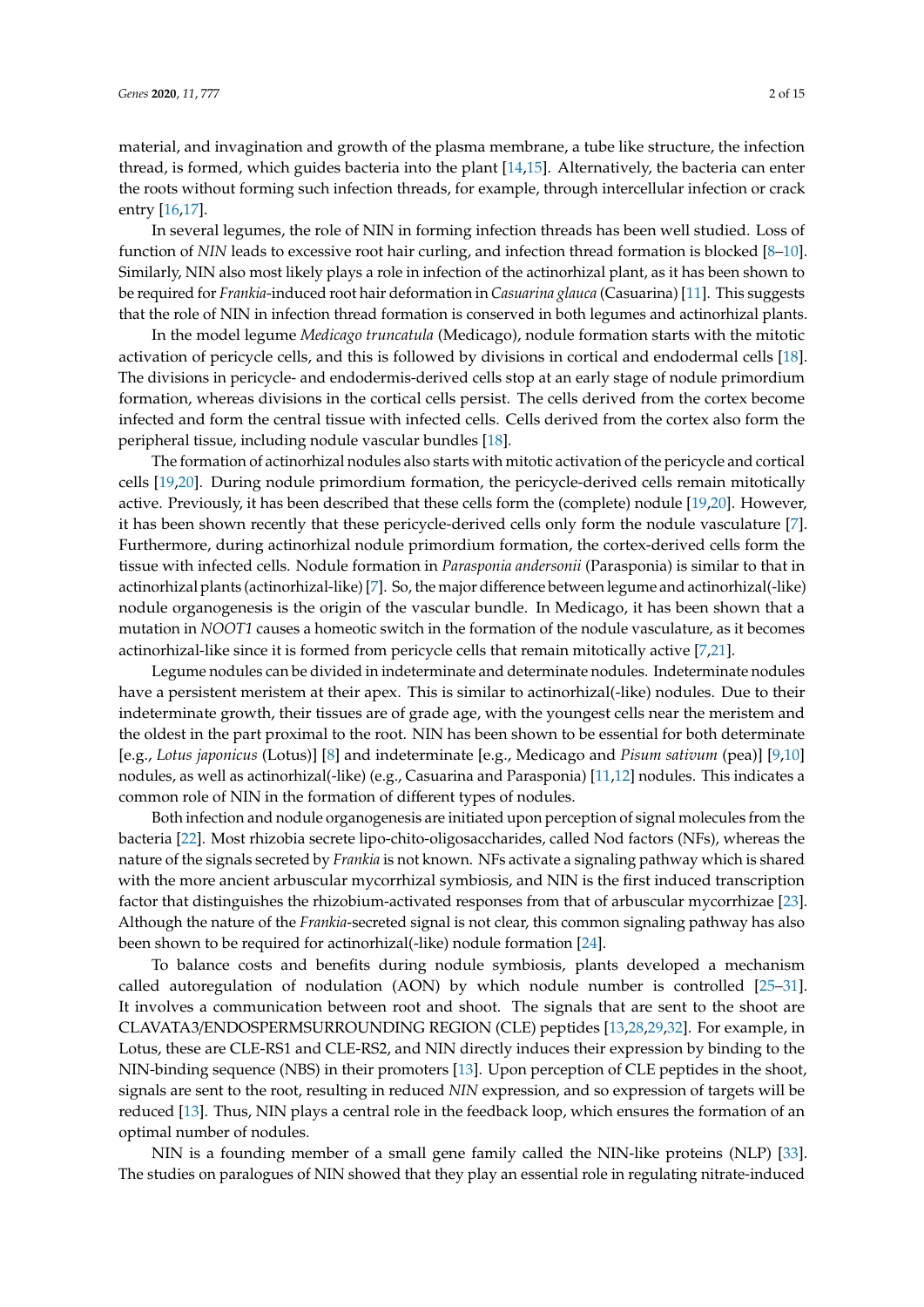material, and invagination and growth of the plasma membrane, a tube like structure, the infection thread, is formed, which guides bacteria into the plant [14,15]. Alternatively, the bacteria can enter the roots without forming such infection threads, for example, through intercellular infection or crack entry [16,17].

In several legumes, the role of NIN in forming infection threads has been well studied. Loss of function of *NIN* leads to excessive root hair curling, and infection thread formation is blocked [8–10]. Similarly, NIN also most likely plays a role in infection of the actinorhizal plant, as it has been shown to be required for *Frankia*-induced root hair deformation in *Casuarina glauca* (Casuarina) [11]. This suggests that the role of NIN in infection thread formation is conserved in both legumes and actinorhizal plants.

In the model legume *Medicago truncatula* (Medicago), nodule formation starts with the mitotic activation of pericycle cells, and this is followed by divisions in cortical and endodermal cells [18]. The divisions in pericycle- and endodermis-derived cells stop at an early stage of nodule primordium formation, whereas divisions in the cortical cells persist. The cells derived from the cortex become infected and form the central tissue with infected cells. Cells derived from the cortex also form the peripheral tissue, including nodule vascular bundles [18].

The formation of actinorhizal nodules also starts with mitotic activation of the pericycle and cortical cells [19,20]. During nodule primordium formation, the pericycle-derived cells remain mitotically active. Previously, it has been described that these cells form the (complete) nodule [19,20]. However, it has been shown recently that these pericycle-derived cells only form the nodule vasculature [7]. Furthermore, during actinorhizal nodule primordium formation, the cortex-derived cells form the tissue with infected cells. Nodule formation in *Parasponia andersonii* (Parasponia) is similar to that in actinorhizal plants (actinorhizal-like) [7]. So, the major difference between legume and actinorhizal(-like) nodule organogenesis is the origin of the vascular bundle. In Medicago, it has been shown that a mutation in *NOOT1* causes a homeotic switch in the formation of the nodule vasculature, as it becomes actinorhizal-like since it is formed from pericycle cells that remain mitotically active [7,21].

Legume nodules can be divided in indeterminate and determinate nodules. Indeterminate nodules have a persistent meristem at their apex. This is similar to actinorhizal(-like) nodules. Due to their indeterminate growth, their tissues are of grade age, with the youngest cells near the meristem and the oldest in the part proximal to the root. NIN has been shown to be essential for both determinate [e.g., *Lotus japonicus* (Lotus)] [8] and indeterminate [e.g., Medicago and *Pisum sativum* (pea)] [9,10] nodules, as well as actinorhizal(-like) (e.g., Casuarina and Parasponia) [11,12] nodules. This indicates a common role of NIN in the formation of different types of nodules.

Both infection and nodule organogenesis are initiated upon perception of signal molecules from the bacteria [22]. Most rhizobia secrete lipo-chito-oligosaccharides, called Nod factors (NFs), whereas the nature of the signals secreted by *Frankia* is not known. NFs activate a signaling pathway which is shared with the more ancient arbuscular mycorrhizal symbiosis, and NIN is the first induced transcription factor that distinguishes the rhizobium-activated responses from that of arbuscular mycorrhizae [23]. Although the nature of the *Frankia*-secreted signal is not clear, this common signaling pathway has also been shown to be required for actinorhizal(-like) nodule formation [24].

To balance costs and benefits during nodule symbiosis, plants developed a mechanism called autoregulation of nodulation (AON) by which nodule number is controlled [25–31]. It involves a communication between root and shoot. The signals that are sent to the shoot are CLAVATA3/ENDOSPERMSURROUNDING REGION (CLE) peptides [13,28,29,32]. For example, in Lotus, these are CLE-RS1 and CLE-RS2, and NIN directly induces their expression by binding to the NIN-binding sequence (NBS) in their promoters [13]. Upon perception of CLE peptides in the shoot, signals are sent to the root, resulting in reduced *NIN* expression, and so expression of targets will be reduced [13]. Thus, NIN plays a central role in the feedback loop, which ensures the formation of an optimal number of nodules.

NIN is a founding member of a small gene family called the NIN-like proteins (NLP) [33]. The studies on paralogues of NIN showed that they play an essential role in regulating nitrate-induced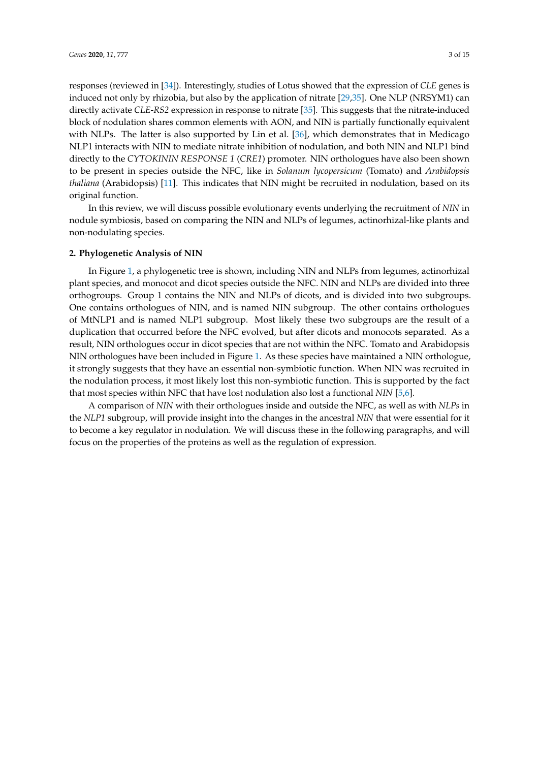responses (reviewed in [34]). Interestingly, studies of Lotus showed that the expression of *CLE* genes is induced not only by rhizobia, but also by the application of nitrate [29,35]. One NLP (NRSYM1) can directly activate *CLE-RS2* expression in response to nitrate [35]. This suggests that the nitrate-induced block of nodulation shares common elements with AON, and NIN is partially functionally equivalent with NLPs. The latter is also supported by Lin et al. [36], which demonstrates that in Medicago NLP1 interacts with NIN to mediate nitrate inhibition of nodulation, and both NIN and NLP1 bind directly to the *CYTOKININ RESPONSE 1* (*CRE1*) promoter. NIN orthologues have also been shown to be present in species outside the NFC, like in *Solanum lycopersicum* (Tomato) and *Arabidopsis thaliana* (Arabidopsis) [11]. This indicates that NIN might be recruited in nodulation, based on its original function.

In this review, we will discuss possible evolutionary events underlying the recruitment of *NIN* in nodule symbiosis, based on comparing the NIN and NLPs of legumes, actinorhizal-like plants and non-nodulating species.

## 2. Phylogenetic Analysis of NIN

In Figure 1, a phylogenetic tree is shown, including NIN and NLPs from legumes, actinorhizal plant species, and monocot and dicot species outside the NFC. NIN and NLPs are divided into three orthogroups. Group 1 contains the NIN and NLPs of dicots, and is divided into two subgroups. One contains orthologues of NIN, and is named NIN subgroup. The other contains orthologues of MtNLP1 and is named NLP1 subgroup. Most likely these two subgroups are the result of a duplication that occurred before the NFC evolved, but after dicots and monocots separated. As a result, NIN orthologues occur in dicot species that are not within the NFC. Tomato and Arabidopsis NIN orthologues have been included in Figure 1. As these species have maintained a NIN orthologue, it strongly suggests that they have an essential non-symbiotic function. When NIN was recruited in the nodulation process, it most likely lost this non-symbiotic function. This is supported by the fact that most species within NFC that have lost nodulation also lost a functional *NIN* [5,6].

A comparison of *NIN* with their orthologues inside and outside the NFC, as well as with *NLPs* in the *NLP1* subgroup, will provide insight into the changes in the ancestral *NIN* that were essential for it to become a key regulator in nodulation. We will discuss these in the following paragraphs, and will focus on the properties of the proteins as well as the regulation of expression.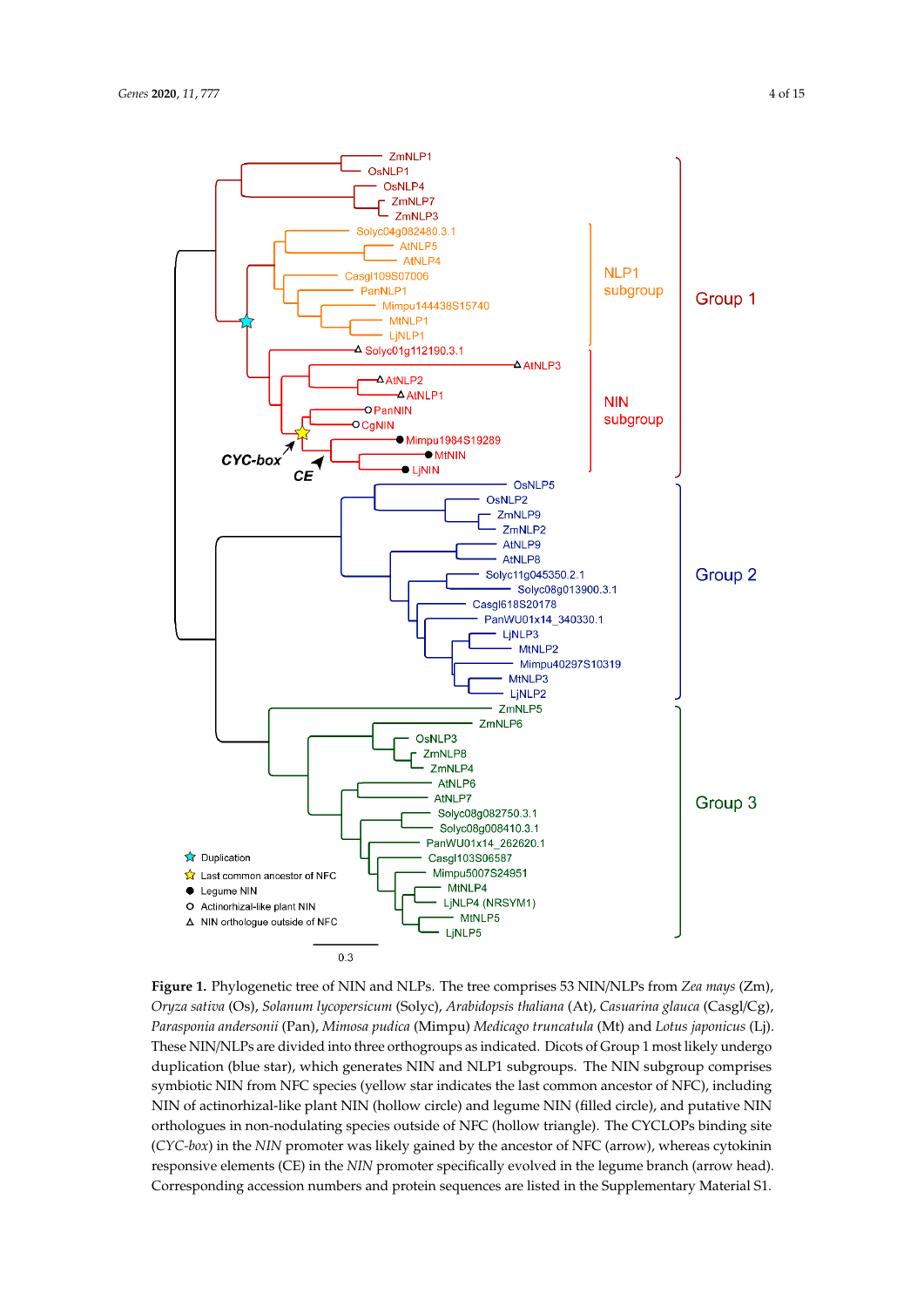**Figure 1.** Phylogenetic tree of NIN and NLPs. The tree comprises 53 NIN/NLPs from *Zea mays* (Zm), *Oryza sativa* (Os), *Solanum lycopersicum* (Solyc), *Arabidopsis thaliana* (At), *Casuarina glauca* (Casgl/Cg), *Parasponia andersonii* (Pan), *Mimosa pudica* (Mimpu) *Medicago truncatula* (Mt) and *Lotus japonicus* (Lj). These NIN/NLPs are divided into three orthogroups as indicated. Dicots of Group 1 most likely undergo duplication (blue star), which generates NIN and NLP1 subgroups. The NIN subgroup comprises symbiotic NIN from NFC species (yellow star indicates the last common ancestor of NFC), including NIN of actinorhizal-like plant NIN (hollow circle) and legume NIN (filled circle), and putative NIN orthologues in non-nodulating species outside of NFC (hollow triangle). The CYCLOPs binding site (*CYC-box*) in the *NIN* promoter was likely gained by the ancestor of NFC (arrow), whereas cytokinin responsive elements (CE) in the *NIN* promoter specifically evolved in the legume branch (arrow head). Corresponding accession numbers and protein sequences are listed in the Supplementary Material S1.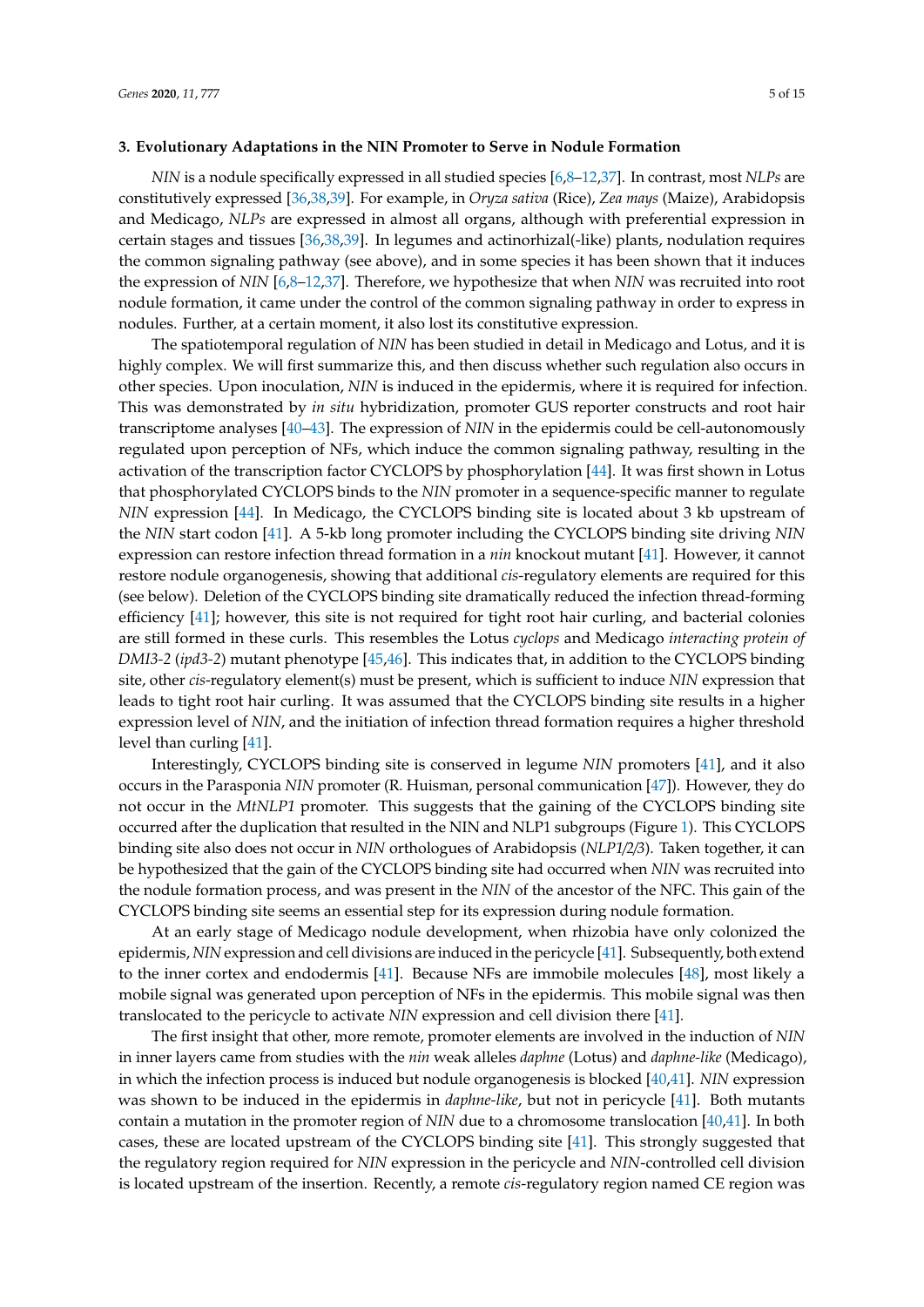## 3. Evolutionary Adaptations in the NIN Promoter to Serve in Nodule Formation

*NIN* is a nodule specifically expressed in all studied species [6,8–12,37]. In contrast, most *NLPs* are constitutively expressed [36,38,39]. For example, in *Oryza sativa* (Rice), *Zea mays* (Maize), Arabidopsis and Medicago, *NLPs* are expressed in almost all organs, although with preferential expression in certain stages and tissues [36,38,39]. In legumes and actinorhizal(-like) plants, nodulation requires the common signaling pathway (see above), and in some species it has been shown that it induces the expression of *NIN* [6,8–12,37]. Therefore, we hypothesize that when *NIN* was recruited into root nodule formation, it came under the control of the common signaling pathway in order to express in nodules. Further, at a certain moment, it also lost its constitutive expression.

The spatiotemporal regulation of *NIN* has been studied in detail in Medicago and Lotus, and it is highly complex. We will first summarize this, and then discuss whether such regulation also occurs in other species. Upon inoculation, *NIN* is induced in the epidermis, where it is required for infection. This was demonstrated by *in situ* hybridization, promoter GUS reporter constructs and root hair transcriptome analyses [40–43]. The expression of *NIN* in the epidermis could be cell-autonomously regulated upon perception of NFs, which induce the common signaling pathway, resulting in the activation of the transcription factor CYCLOPS by phosphorylation [44]. It was first shown in Lotus that phosphorylated CYCLOPS binds to the *NIN* promoter in a sequence-specific manner to regulate *NIN* expression [44]. In Medicago, the CYCLOPS binding site is located about 3 kb upstream of the *NIN* start codon [41]. A 5-kb long promoter including the CYCLOPS binding site driving *NIN* expression can restore infection thread formation in a *nin* knockout mutant [41]. However, it cannot restore nodule organogenesis, showing that additional *cis*-regulatory elements are required for this (see below). Deletion of the CYCLOPS binding site dramatically reduced the infection thread-forming efficiency [41]; however, this site is not required for tight root hair curling, and bacterial colonies are still formed in these curls. This resembles the Lotus *cyclops* and Medicago *interacting protein of DMI3-2* (*ipd3-2*) mutant phenotype [45,46]. This indicates that, in addition to the CYCLOPS binding site, other *cis*-regulatory element(s) must be present, which is sufficient to induce *NIN* expression that leads to tight root hair curling. It was assumed that the CYCLOPS binding site results in a higher expression level of *NIN*, and the initiation of infection thread formation requires a higher threshold level than curling [41].

Interestingly, CYCLOPS binding site is conserved in legume *NIN* promoters [41], and it also occurs in the Parasponia *NIN* promoter (R. Huisman, personal communication [47]). However, they do not occur in the *MtNLP1* promoter. This suggests that the gaining of the CYCLOPS binding site occurred after the duplication that resulted in the NIN and NLP1 subgroups (Figure 1). This CYCLOPS binding site also does not occur in *NIN* orthologues of Arabidopsis (*NLP1/2/3*). Taken together, it can be hypothesized that the gain of the CYCLOPS binding site had occurred when *NIN* was recruited into the nodule formation process, and was present in the *NIN* of the ancestor of the NFC. This gain of the CYCLOPS binding site seems an essential step for its expression during nodule formation.

At an early stage of Medicago nodule development, when rhizobia have only colonized the epidermis, *NIN* expression and cell divisions are induced in the pericycle [41]. Subsequently, both extend to the inner cortex and endodermis [41]. Because NFs are immobile molecules [48], most likely a mobile signal was generated upon perception of NFs in the epidermis. This mobile signal was then translocated to the pericycle to activate *NIN* expression and cell division there [41].

The first insight that other, more remote, promoter elements are involved in the induction of *NIN* in inner layers came from studies with the *nin* weak alleles *daphne* (Lotus) and *daphne-like* (Medicago), in which the infection process is induced but nodule organogenesis is blocked [40,41]. *NIN* expression was shown to be induced in the epidermis in *daphne-like*, but not in pericycle [41]. Both mutants contain a mutation in the promoter region of *NIN* due to a chromosome translocation [40,41]. In both cases, these are located upstream of the CYCLOPS binding site [41]. This strongly suggested that the regulatory region required for *NIN* expression in the pericycle and *NIN*-controlled cell division is located upstream of the insertion. Recently, a remote *cis*-regulatory region named CE region was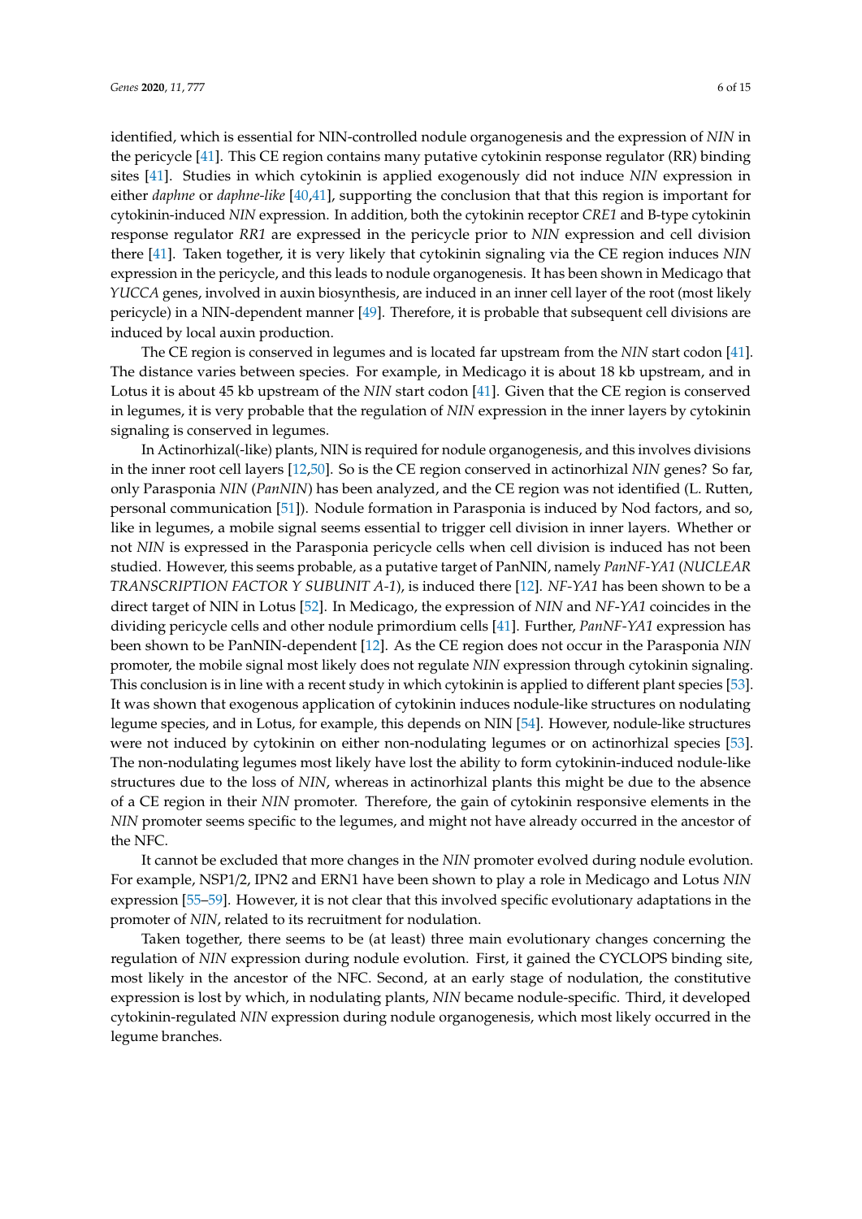identified, which is essential for NIN-controlled nodule organogenesis and the expression of *NIN* in the pericycle [41]. This CE region contains many putative cytokinin response regulator (RR) binding sites [41]. Studies in which cytokinin is applied exogenously did not induce *NIN* expression in either *daphne* or *daphne-like* [40,41], supporting the conclusion that that this region is important for cytokinin-induced *NIN* expression. In addition, both the cytokinin receptor *CRE1* and B-type cytokinin response regulator *RR1* are expressed in the pericycle prior to *NIN* expression and cell division there [41]. Taken together, it is very likely that cytokinin signaling via the CE region induces *NIN* expression in the pericycle, and this leads to nodule organogenesis. It has been shown in Medicago that *YUCCA* genes, involved in auxin biosynthesis, are induced in an inner cell layer of the root (most likely pericycle) in a NIN-dependent manner [49]. Therefore, it is probable that subsequent cell divisions are induced by local auxin production.

The CE region is conserved in legumes and is located far upstream from the *NIN* start codon [41]. The distance varies between species. For example, in Medicago it is about 18 kb upstream, and in Lotus it is about 45 kb upstream of the *NIN* start codon [41]. Given that the CE region is conserved in legumes, it is very probable that the regulation of *NIN* expression in the inner layers by cytokinin signaling is conserved in legumes.

In Actinorhizal(-like) plants, NIN is required for nodule organogenesis, and this involves divisions in the inner root cell layers [12,50]. So is the CE region conserved in actinorhizal *NIN* genes? So far, only Parasponia *NIN* (*PanNIN*) has been analyzed, and the CE region was not identified (L. Rutten, personal communication [51]). Nodule formation in Parasponia is induced by Nod factors, and so, like in legumes, a mobile signal seems essential to trigger cell division in inner layers. Whether or not *NIN* is expressed in the Parasponia pericycle cells when cell division is induced has not been studied. However, this seems probable, as a putative target of PanNIN, namely *PanNF-YA1* (*NUCLEAR TRANSCRIPTION FACTOR Y SUBUNIT A-1*), is induced there [12]. *NF-YA1* has been shown to be a direct target of NIN in Lotus [52]. In Medicago, the expression of *NIN* and *NF-YA1* coincides in the dividing pericycle cells and other nodule primordium cells [41]. Further, *PanNF-YA1* expression has been shown to be PanNIN-dependent [12]. As the CE region does not occur in the Parasponia *NIN* promoter, the mobile signal most likely does not regulate *NIN* expression through cytokinin signaling. This conclusion is in line with a recent study in which cytokinin is applied to different plant species [53]. It was shown that exogenous application of cytokinin induces nodule-like structures on nodulating legume species, and in Lotus, for example, this depends on NIN [54]. However, nodule-like structures were not induced by cytokinin on either non-nodulating legumes or on actinorhizal species [53]. The non-nodulating legumes most likely have lost the ability to form cytokinin-induced nodule-like structures due to the loss of *NIN*, whereas in actinorhizal plants this might be due to the absence of a CE region in their *NIN* promoter. Therefore, the gain of cytokinin responsive elements in the *NIN* promoter seems specific to the legumes, and might not have already occurred in the ancestor of the NFC.

It cannot be excluded that more changes in the *NIN* promoter evolved during nodule evolution. For example, NSP1/2, IPN2 and ERN1 have been shown to play a role in Medicago and Lotus *NIN* expression [55–59]. However, it is not clear that this involved specific evolutionary adaptations in the promoter of *NIN*, related to its recruitment for nodulation.

Taken together, there seems to be (at least) three main evolutionary changes concerning the regulation of *NIN* expression during nodule evolution. First, it gained the CYCLOPS binding site, most likely in the ancestor of the NFC. Second, at an early stage of nodulation, the constitutive expression is lost by which, in nodulating plants, *NIN* became nodule-specific. Third, it developed cytokinin-regulated *NIN* expression during nodule organogenesis, which most likely occurred in the legume branches.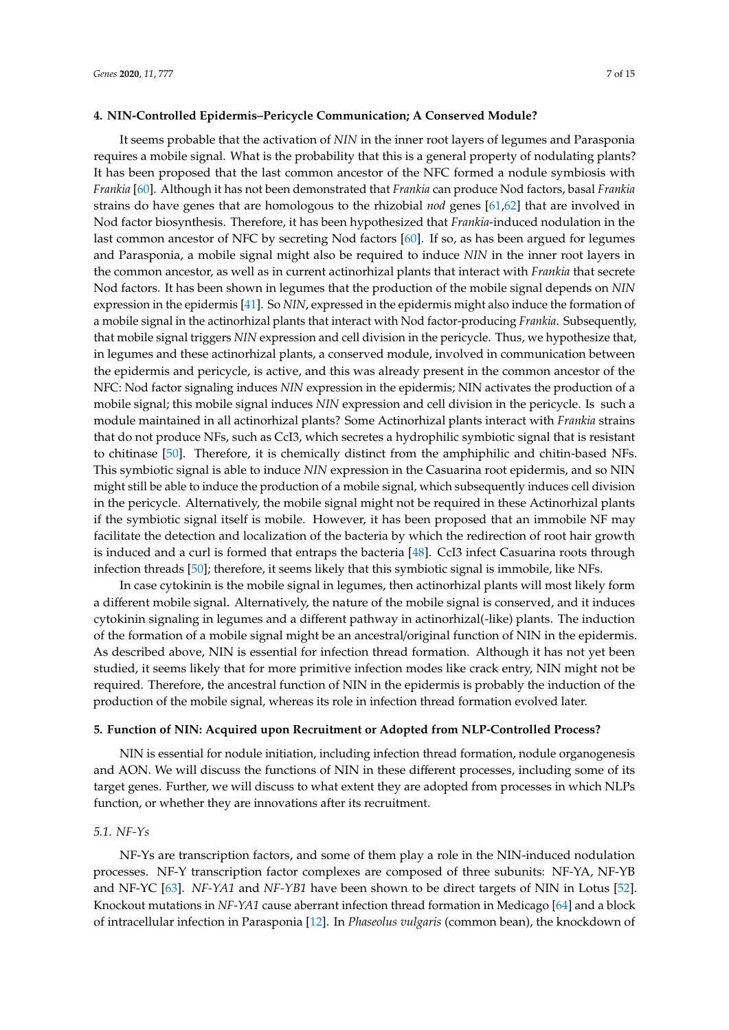## 4. NIN-Controlled Epidermis–Pericycle Communication; A Conserved Module?

It seems probable that the activation of *NIN* in the inner root layers of legumes and Parasponia requires a mobile signal. What is the probability that this is a general property of nodulating plants? It has been proposed that the last common ancestor of the NFC formed a nodule symbiosis with *Frankia* [60]. Although it has not been demonstrated that *Frankia* can produce Nod factors, basal *Frankia* strains do have genes that are homologous to the rhizobial *nod* genes [61,62] that are involved in Nod factor biosynthesis. Therefore, it has been hypothesized that *Frankia*-induced nodulation in the last common ancestor of NFC by secreting Nod factors [60]. If so, as has been argued for legumes and Parasponia, a mobile signal might also be required to induce *NIN* in the inner root layers in the common ancestor, as well as in current actinorhizal plants that interact with *Frankia* that secrete Nod factors. It has been shown in legumes that the production of the mobile signal depends on *NIN* expression in the epidermis [41]. So *NIN*, expressed in the epidermis might also induce the formation of a mobile signal in the actinorhizal plants that interact with Nod factor-producing *Frankia*. Subsequently, that mobile signal triggers *NIN* expression and cell division in the pericycle. Thus, we hypothesize that, in legumes and these actinorhizal plants, a conserved module, involved in communication between the epidermis and pericycle, is active, and this was already present in the common ancestor of the NFC: Nod factor signaling induces *NIN* expression in the epidermis; NIN activates the production of a mobile signal; this mobile signal induces *NIN* expression and cell division in the pericycle. Is such a module maintained in all actinorhizal plants? Some Actinorhizal plants interact with *Frankia* strains that do not produce NFs, such as CcI3, which secretes a hydrophilic symbiotic signal that is resistant to chitinase [50]. Therefore, it is chemically distinct from the amphiphilic and chitin-based NFs. This symbiotic signal is able to induce *NIN* expression in the Casuarina root epidermis, and so NIN might still be able to induce the production of a mobile signal, which subsequently induces cell division in the pericycle. Alternatively, the mobile signal might not be required in these Actinorhizal plants if the symbiotic signal itself is mobile. However, it has been proposed that an immobile NF may facilitate the detection and localization of the bacteria by which the redirection of root hair growth is induced and a curl is formed that entraps the bacteria [48]. CcI3 infect Casuarina roots through infection threads [50]; therefore, it seems likely that this symbiotic signal is immobile, like NFs.

In case cytokinin is the mobile signal in legumes, then actinorhizal plants will most likely form a different mobile signal. Alternatively, the nature of the mobile signal is conserved, and it induces cytokinin signaling in legumes and a different pathway in actinorhizal(-like) plants. The induction of the formation of a mobile signal might be an ancestral/original function of NIN in the epidermis. As described above, NIN is essential for infection thread formation. Although it has not yet been studied, it seems likely that for more primitive infection modes like crack entry, NIN might not be required. Therefore, the ancestral function of NIN in the epidermis is probably the induction of the production of the mobile signal, whereas its role in infection thread formation evolved later.

## 5. Function of NIN: Acquired upon Recruitment or Adopted from NLP-Controlled Process?

NIN is essential for nodule initiation, including infection thread formation, nodule organogenesis and AON. We will discuss the functions of NIN in these different processes, including some of its target genes. Further, we will discuss to what extent they are adopted from processes in which NLPs function, or whether they are innovations after its recruitment.

### *5.1. NF-Ys*

NF-Ys are transcription factors, and some of them play a role in the NIN-induced nodulation processes. NF-Y transcription factor complexes are composed of three subunits: NF-YA, NF-YB and NF-YC [63]. *NF-YA1* and *NF-YB1* have been shown to be direct targets of NIN in Lotus [52]. Knockout mutations in *NF-YA1* cause aberrant infection thread formation in Medicago [64] and a block of intracellular infection in Parasponia [12]. In *Phaseolus vulgaris* (common bean), the knockdown of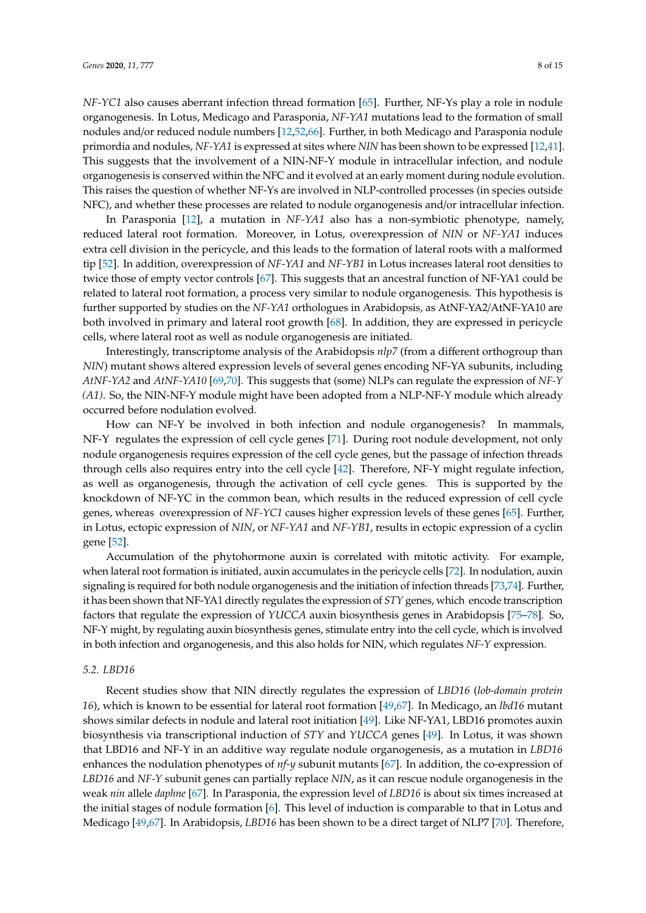*NF-YC1* also causes aberrant infection thread formation [65]. Further, NF-Ys play a role in nodule organogenesis. In Lotus, Medicago and Parasponia, *NF-YA1* mutations lead to the formation of small nodules and/or reduced nodule numbers [12,52,66]. Further, in both Medicago and Parasponia nodule primordia and nodules, *NF-YA1* is expressed at sites where *NIN* has been shown to be expressed [12,41]. This suggests that the involvement of a NIN-NF-Y module in intracellular infection, and nodule organogenesis is conserved within the NFC and it evolved at an early moment during nodule evolution. This raises the question of whether NF-Ys are involved in NLP-controlled processes (in species outside NFC), and whether these processes are related to nodule organogenesis and/or intracellular infection.

In Parasponia [12], a mutation in *NF-YA1* also has a non-symbiotic phenotype, namely, reduced lateral root formation. Moreover, in Lotus, overexpression of *NIN* or *NF-YA1* induces extra cell division in the pericycle, and this leads to the formation of lateral roots with a malformed tip [52]. In addition, overexpression of *NF-YA1* and *NF-YB1* in Lotus increases lateral root densities to twice those of empty vector controls [67]. This suggests that an ancestral function of NF-YA1 could be related to lateral root formation, a process very similar to nodule organogenesis. This hypothesis is further supported by studies on the *NF-YA1* orthologues in Arabidopsis, as AtNF-YA2/AtNF-YA10 are both involved in primary and lateral root growth [68]. In addition, they are expressed in pericycle cells, where lateral root as well as nodule organogenesis are initiated.

Interestingly, transcriptome analysis of the Arabidopsis *nlp7* (from a different orthogroup than *NIN*) mutant shows altered expression levels of several genes encoding NF-YA subunits, including *AtNF-YA2* and *AtNF-YA10* [69,70]. This suggests that (some) NLPs can regulate the expression of *NF-Y (A1)*. So, the NIN-NF-Y module might have been adopted from a NLP-NF-Y module which already occurred before nodulation evolved.

How can NF-Y be involved in both infection and nodule organogenesis? In mammals, NF-Y regulates the expression of cell cycle genes [71]. During root nodule development, not only nodule organogenesis requires expression of the cell cycle genes, but the passage of infection threads through cells also requires entry into the cell cycle [42]. Therefore, NF-Y might regulate infection, as well as organogenesis, through the activation of cell cycle genes. This is supported by the knockdown of NF-YC in the common bean, which results in the reduced expression of cell cycle genes, whereas overexpression of *NF-YC1* causes higher expression levels of these genes [65]. Further, in Lotus, ectopic expression of *NIN*, or *NF-YA1* and *NF-YB1*, results in ectopic expression of a cyclin gene [52].

Accumulation of the phytohormone auxin is correlated with mitotic activity. For example, when lateral root formation is initiated, auxin accumulates in the pericycle cells [72]. In nodulation, auxin signaling is required for both nodule organogenesis and the initiation of infection threads [73,74]. Further, it has been shown that NF-YA1 directly regulates the expression of *STY* genes, which encode transcription factors that regulate the expression of *YUCCA* auxin biosynthesis genes in Arabidopsis [75–78]. So, NF-Y might, by regulating auxin biosynthesis genes, stimulate entry into the cell cycle, which is involved in both infection and organogenesis, and this also holds for NIN, which regulates *NF-Y* expression.

### 5.2. LBD16

Recent studies show that NIN directly regulates the expression of *LBD16* (*lob-domain protein 16*), which is known to be essential for lateral root formation [49,67]. In Medicago, an *lbd16* mutant shows similar defects in nodule and lateral root initiation [49]. Like NF-YA1, LBD16 promotes auxin biosynthesis via transcriptional induction of *STY* and *YUCCA* genes [49]. In Lotus, it was shown that LBD16 and NF-Y in an additive way regulate nodule organogenesis, as a mutation in *LBD16* enhances the nodulation phenotypes of *nf-y* subunit mutants [67]. In addition, the co-expression of *LBD16* and *NF-Y* subunit genes can partially replace *NIN*, as it can rescue nodule organogenesis in the weak *nin* allele *daphne* [67]. In Parasponia, the expression level of *LBD16* is about six times increased at the initial stages of nodule formation [6]. This level of induction is comparable to that in Lotus and Medicago [49,67]. In Arabidopsis, *LBD16* has been shown to be a direct target of NLP7 [70]. Therefore,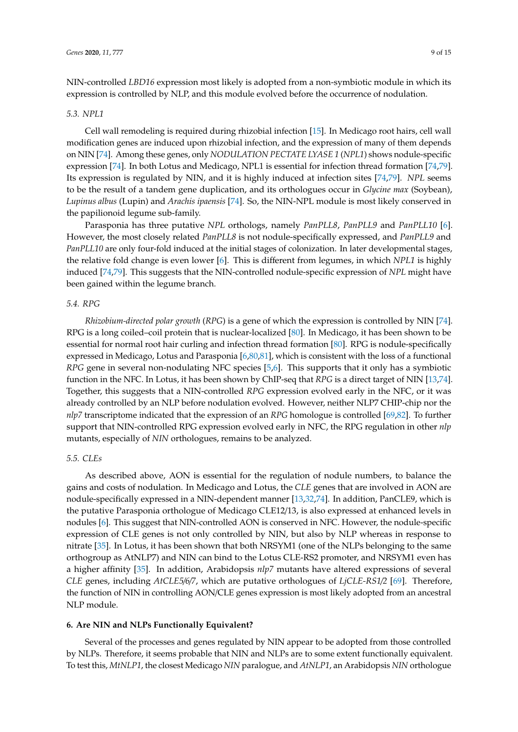NIN-controlled *LBD16* expression most likely is adopted from a non-symbiotic module in which its expression is controlled by NLP, and this module evolved before the occurrence of nodulation.

### *5.3. NPL1*

Cell wall remodeling is required during rhizobial infection [15]. In Medicago root hairs, cell wall modification genes are induced upon rhizobial infection, and the expression of many of them depends on NIN [74]. Among these genes, only *NODULATION PECTATE LYASE 1* (*NPL1*) shows nodule-specific expression [74]. In both Lotus and Medicago, NPL1 is essential for infection thread formation [74,79]. Its expression is regulated by NIN, and it is highly induced at infection sites [74,79]. *NPL* seems to be the result of a tandem gene duplication, and its orthologues occur in *Glycine max* (Soybean), *Lupinus albus* (Lupin) and *Arachis ipaensis* [74]. So, the NIN-NPL module is most likely conserved in the papilionoid legume sub-family.

Parasponia has three putative *NPL* orthologs, namely *PanPLL8*, *PanPLL9* and *PanPLL10* [6]. However, the most closely related *PanPLL8* is not nodule-specifically expressed, and *PanPLL9* and *PanPLL10* are only four-fold induced at the initial stages of colonization. In later developmental stages, the relative fold change is even lower [6]. This is different from legumes, in which *NPL1* is highly induced [74,79]. This suggests that the NIN-controlled nodule-specific expression of *NPL* might have been gained within the legume branch.

### *5.4. RPG*

*Rhizobium-directed polar growth* (*RPG*) is a gene of which the expression is controlled by NIN [74]. RPG is a long coiled–coil protein that is nuclear-localized [80]. In Medicago, it has been shown to be essential for normal root hair curling and infection thread formation [80]. RPG is nodule-specifically expressed in Medicago, Lotus and Parasponia [6,80,81], which is consistent with the loss of a functional *RPG* gene in several non-nodulating NFC species [5,6]. This supports that it only has a symbiotic function in the NFC. In Lotus, it has been shown by ChIP-seq that *RPG* is a direct target of NIN [13,74]. Together, this suggests that a NIN-controlled *RPG* expression evolved early in the NFC, or it was already controlled by an NLP before nodulation evolved. However, neither NLP7 CHIP-chip nor the *nlp7* transcriptome indicated that the expression of an *RPG* homologue is controlled [69,82]. To further support that NIN-controlled RPG expression evolved early in NFC, the RPG regulation in other *nlp* mutants, especially of *NIN* orthologues, remains to be analyzed.

### *5.5. CLEs*

As described above, AON is essential for the regulation of nodule numbers, to balance the gains and costs of nodulation. In Medicago and Lotus, the *CLE* genes that are involved in AON are nodule-specifically expressed in a NIN-dependent manner [13,32,74]. In addition, PanCLE9, which is the putative Parasponia orthologue of Medicago CLE12/13, is also expressed at enhanced levels in nodules [6]. This suggest that NIN-controlled AON is conserved in NFC. However, the nodule-specific expression of CLE genes is not only controlled by NIN, but also by NLP whereas in response to nitrate [35]. In Lotus, it has been shown that both NRSYM1 (one of the NLPs belonging to the same orthogroup as AtNLP7) and NIN can bind to the Lotus CLE-RS2 promoter, and NRSYM1 even has a higher affinity [35]. In addition, Arabidopsis *nlp7* mutants have altered expressions of several *CLE* genes, including *AtCLE5/6/7*, which are putative orthologues of *LjCLE-RS1/2* [69]. Therefore, the function of NIN in controlling AON/CLE genes expression is most likely adopted from an ancestral NLP module.

## **6. Are NIN and NLPs Functionally Equivalent?**

Several of the processes and genes regulated by NIN appear to be adopted from those controlled by NLPs. Therefore, it seems probable that NIN and NLPs are to some extent functionally equivalent. To test this, *MtNLP1*, the closest Medicago *NIN* paralogue, and *AtNLP1*, an Arabidopsis *NIN* orthologue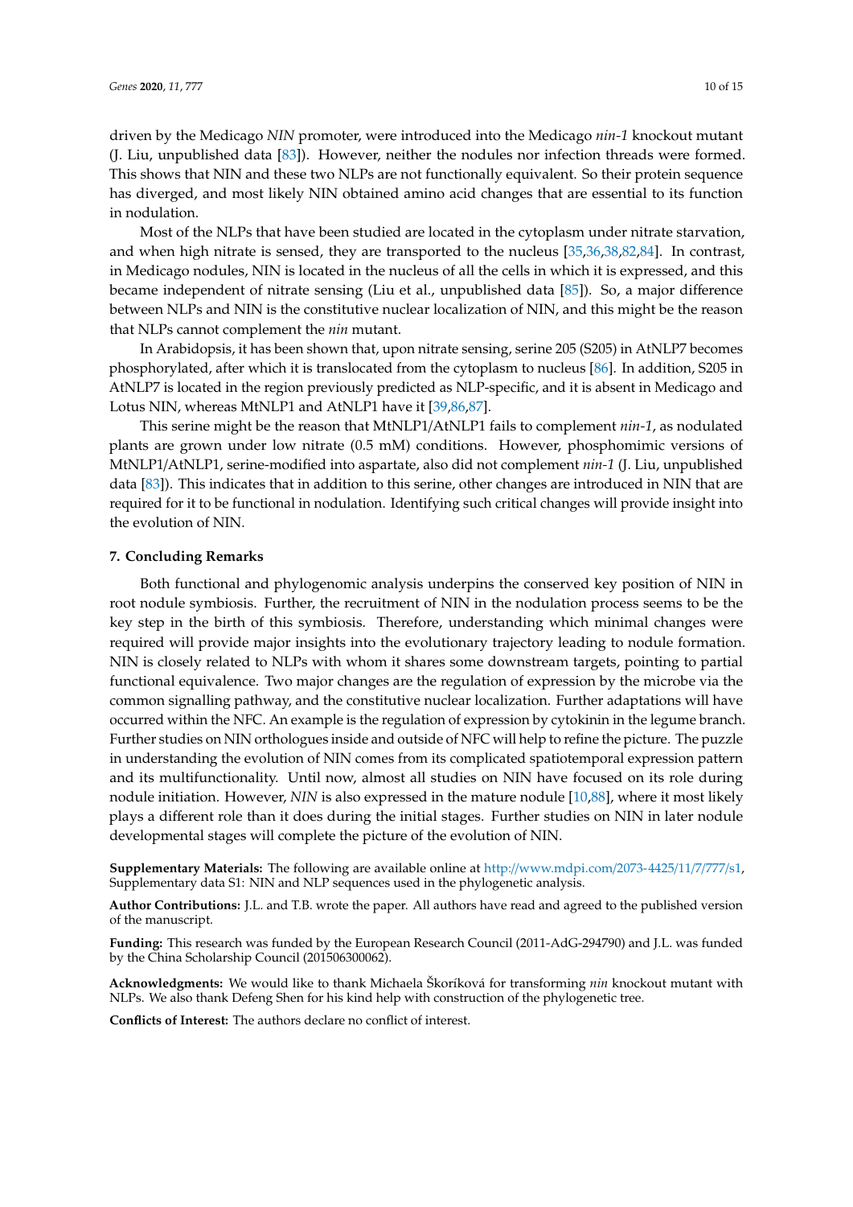driven by the Medicago *NIN* promoter, were introduced into the Medicago *nin-1* knockout mutant (J. Liu, unpublished data [83]). However, neither the nodules nor infection threads were formed. This shows that NIN and these two NLPs are not functionally equivalent. So their protein sequence has diverged, and most likely NIN obtained amino acid changes that are essential to its function in nodulation.

Most of the NLPs that have been studied are located in the cytoplasm under nitrate starvation, and when high nitrate is sensed, they are transported to the nucleus [35,36,38,82,84]. In contrast, in Medicago nodules, NIN is located in the nucleus of all the cells in which it is expressed, and this became independent of nitrate sensing (Liu et al., unpublished data [85]). So, a major difference between NLPs and NIN is the constitutive nuclear localization of NIN, and this might be the reason that NLPs cannot complement the *nin* mutant.

In Arabidopsis, it has been shown that, upon nitrate sensing, serine 205 (S205) in AtNLP7 becomes phosphorylated, after which it is translocated from the cytoplasm to nucleus [86]. In addition, S205 in AtNLP7 is located in the region previously predicted as NLP-specific, and it is absent in Medicago and Lotus NIN, whereas MtNLP1 and AtNLP1 have it [39,86,87].

This serine might be the reason that MtNLP1/AtNLP1 fails to complement *nin-1*, as nodulated plants are grown under low nitrate (0.5 mM) conditions. However, phosphomimic versions of MtNLP1/AtNLP1, serine-modified into aspartate, also did not complement *nin-1* (J. Liu, unpublished data [83]). This indicates that in addition to this serine, other changes are introduced in NIN that are required for it to be functional in nodulation. Identifying such critical changes will provide insight into the evolution of NIN.

## 7. Concluding Remarks

Both functional and phylogenomic analysis underpins the conserved key position of NIN in root nodule symbiosis. Further, the recruitment of NIN in the nodulation process seems to be the key step in the birth of this symbiosis. Therefore, understanding which minimal changes were required will provide major insights into the evolutionary trajectory leading to nodule formation. NIN is closely related to NLPs with whom it shares some downstream targets, pointing to partial functional equivalence. Two major changes are the regulation of expression by the microbe via the common signalling pathway, and the constitutive nuclear localization. Further adaptations will have occurred within the NFC. An example is the regulation of expression by cytokinin in the legume branch. Further studies on NIN orthologues inside and outside of NFC will help to refine the picture. The puzzle in understanding the evolution of NIN comes from its complicated spatiotemporal expression pattern and its multifunctionality. Until now, almost all studies on NIN have focused on its role during nodule initiation. However, *NIN* is also expressed in the mature nodule [10,88], where it most likely plays a different role than it does during the initial stages. Further studies on NIN in later nodule developmental stages will complete the picture of the evolution of NIN.

**Supplementary Materials:** The following are available online at http://www.mdpi.com/2073-4425/11/7/777/s1, Supplementary data S1: NIN and NLP sequences used in the phylogenetic analysis.

**Author Contributions:** J.L. and T.B. wrote the paper. All authors have read and agreed to the published version of the manuscript.

**Funding:** This research was funded by the European Research Council (2011-AdG-294790) and J.L. was funded by the China Scholarship Council (201506300062).

**Acknowledgments:** We would like to thank Michaela Škoríková for transforming *nin* knockout mutant with NLPs. We also thank Defeng Shen for his kind help with construction of the phylogenetic tree.

**Conflicts of Interest:** The authors declare no conflict of interest.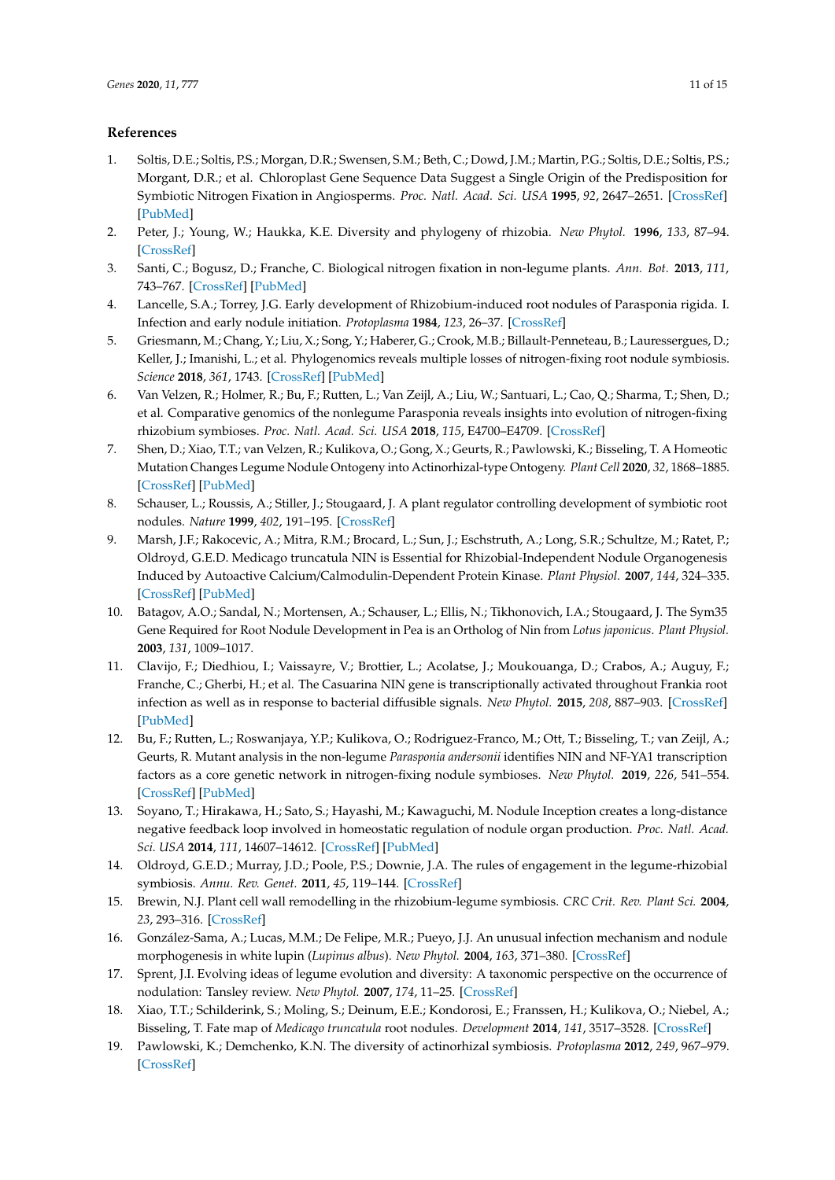## References

1. Soltis, D.E.; Soltis, P.S.; Morgan, D.R.; Swensen, S.M.; Beth, C.; Dowd, J.M.; Martin, P.G.; Soltis, D.E.; Soltis, P.S.; Morgant, D.R.; et al. Chloroplast Gene Sequence Data Suggest a Single Origin of the Predisposition for Symbiotic Nitrogen Fixation in Angiosperms. *Proc. Natl. Acad. Sci. USA* **1995**, *92*, 2647–2651. [CrossRef] [PubMed]
2. Peter, J.; Young, W.; Haukka, K.E. Diversity and phylogeny of rhizobia. *New Phytol.* **1996**, *133*, 87–94. [CrossRef]
3. Santi, C.; Bogusz, D.; Franche, C. Biological nitrogen fixation in non-legume plants. *Ann. Bot.* **2013**, *111*, 743–767. [CrossRef] [PubMed]
4. Lancelle, S.A.; Torrey, J.G. Early development of Rhizobium-induced root nodules of Parasponia rigida. I. Infection and early nodule initiation. *Protoplasma* **1984**, *123*, 26–37. [CrossRef]
5. Griesmann, M.; Chang, Y.; Liu, X.; Song, Y.; Haberer, G.; Crook, M.B.; Billault-Penneteau, B.; Lauressergues, D.; Keller, J.; Imanishi, L.; et al. Phylogenomics reveals multiple losses of nitrogen-fixing root nodule symbiosis. *Science* **2018**, *361*, 1743. [CrossRef] [PubMed]
6. Van Velzen, R.; Holmer, R.; Bu, F.; Rutten, L.; Van Zeijl, A.; Liu, W.; Santuari, L.; Cao, Q.; Sharma, T.; Shen, D.; et al. Comparative genomics of the nonlegume Parasponia reveals insights into evolution of nitrogen-fixing rhizobium symbioses. *Proc. Natl. Acad. Sci. USA* **2018**, *115*, E4700–E4709. [CrossRef]
7. Shen, D.; Xiao, T.T.; van Velzen, R.; Kulikova, O.; Gong, X.; Geurts, R.; Pawlowski, K.; Bisseling, T. A Homeotic Mutation Changes Legume Nodule Ontogeny into Actinorhizal-type Ontogeny. *Plant Cell* **2020**, *32*, 1868–1885. [CrossRef] [PubMed]
8. Schauser, L.; Roussis, A.; Stiller, J.; Stougaard, J. A plant regulator controlling development of symbiotic root nodules. *Nature* **1999**, *402*, 191–195. [CrossRef]
9. Marsh, J.F.; Rakocevic, A.; Mitra, R.M.; Brocard, L.; Sun, J.; Eschstruth, A.; Long, S.R.; Schultze, M.; Ratet, P.; Oldroyd, G.E.D. Medicago truncatula NIN is Essential for Rhizobial-Independent Nodule Organogenesis Induced by Autoactive Calcium/Calmodulin-Dependent Protein Kinase. *Plant Physiol.* **2007**, *144*, 324–335. [CrossRef] [PubMed]
10. Batagov, A.O.; Sandal, N.; Mortensen, A.; Schauser, L.; Ellis, N.; Tikhonovich, I.A.; Stougaard, J. The Sym35 Gene Required for Root Nodule Development in Pea is an Ortholog of Nin from *Lotus japonicus*. *Plant Physiol.* **2003**, *131*, 1009–1017.
11. Clavijo, F.; Diedhiou, I.; Vaissayre, V.; Brottier, L.; Acolatse, J.; Moukouanga, D.; Crabos, A.; Auguy, F.; Franche, C.; Gherbi, H.; et al. The Casuarina NIN gene is transcriptionally activated throughout Frankia root infection as well as in response to bacterial diffusible signals. *New Phytol.* **2015**, *208*, 887–903. [CrossRef] [PubMed]
12. Bu, F.; Rutten, L.; Roswanjaya, Y.P.; Kulikova, O.; Rodriguez-Franco, M.; Ott, T.; Bisseling, T.; van Zeijl, A.; Geurts, R. Mutant analysis in the non-legume *Parasponia andersonii* identifies NIN and NF-YA1 transcription factors as a core genetic network in nitrogen-fixing nodule symbioses. *New Phytol.* **2019**, *226*, 541–554. [CrossRef] [PubMed]
13. Soyano, T.; Hirakawa, H.; Sato, S.; Hayashi, M.; Kawaguchi, M. Nodule Inception creates a long-distance negative feedback loop involved in homeostatic regulation of nodule organ production. *Proc. Natl. Acad. Sci. USA* **2014**, *111*, 14607–14612. [CrossRef] [PubMed]
14. Oldroyd, G.E.D.; Murray, J.D.; Poole, P.S.; Downie, J.A. The rules of engagement in the legume-rhizobial symbiosis. *Annu. Rev. Genet.* **2011**, *45*, 119–144. [CrossRef]
15. Brewin, N.J. Plant cell wall remodelling in the rhizobium-legume symbiosis. *CRC Crit. Rev. Plant Sci.* **2004**, *23*, 293–316. [CrossRef]
16. González-Sama, A.; Lucas, M.M.; De Felipe, M.R.; Pueyo, J.J. An unusual infection mechanism and nodule morphogenesis in white lupin (*Lupinus albus*). *New Phytol.* **2004**, *163*, 371–380. [CrossRef]
17. Sprent, J.I. Evolving ideas of legume evolution and diversity: A taxonomic perspective on the occurrence of nodulation: Tansley review. *New Phytol.* **2007**, *174*, 11–25. [CrossRef]
18. Xiao, T.T.; Schilderink, S.; Moling, S.; Deinum, E.E.; Kondorosi, E.; Franssen, H.; Kulikova, O.; Niebel, A.; Bisseling, T. Fate map of *Medicago truncatula* root nodules. *Development* **2014**, *141*, 3517–3528. [CrossRef]
19. Pawlowski, K.; Demchenko, K.N. The diversity of actinorhizal symbiosis. *Protoplasma* **2012**, *249*, 967–979. [CrossRef]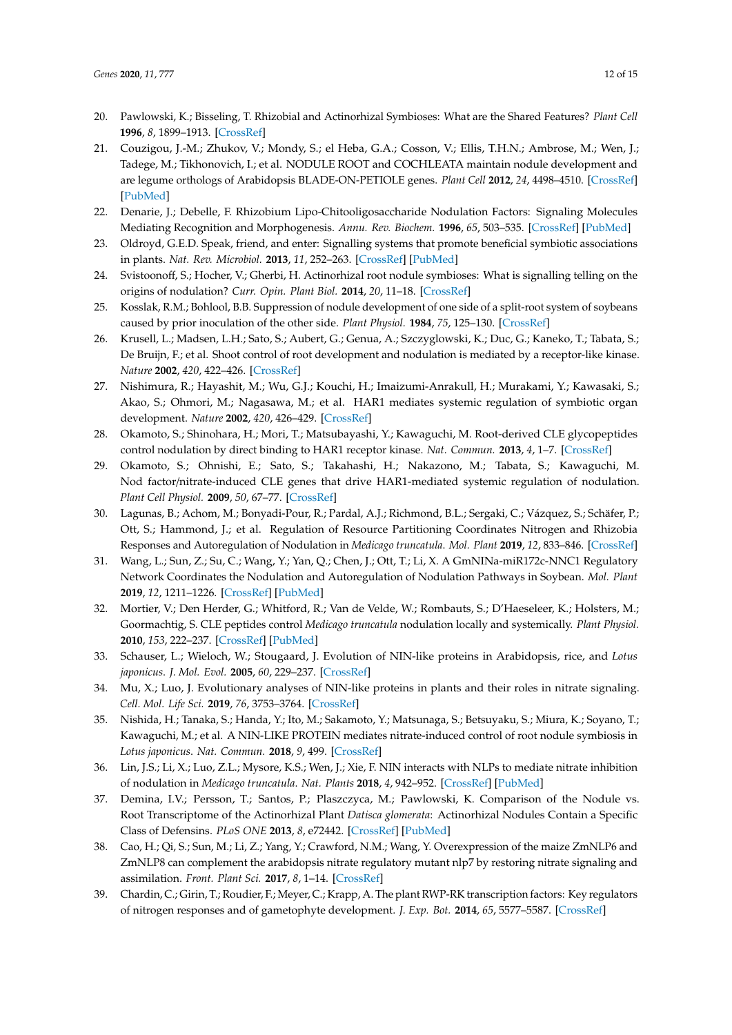20. Pawlowski, K.; Bisseling, T. Rhizobial and Actinorhizal Symbioses: What are the Shared Features? *Plant Cell* **1996**, *8*, 1899–1913. [CrossRef]
21. Couzigou, J.-M.; Zhukov, V.; Mondy, S.; el Heba, G.A.; Cosson, V.; Ellis, T.H.N.; Ambrose, M.; Wen, J.; Tadege, M.; Tikhonovich, I.; et al. NODULE ROOT and COCHLEATA maintain nodule development and are legume orthologs of Arabidopsis BLADE-ON-PETIOLE genes. *Plant Cell* **2012**, *24*, 4498–4510. [CrossRef] [PubMed]
22. Denarie, J.; Debelle, F. Rhizobium Lipo-Chitooligosaccharide Nodulation Factors: Signaling Molecules Mediating Recognition and Morphogenesis. *Annu. Rev. Biochem.* **1996**, *65*, 503–535. [CrossRef] [PubMed]
23. Oldroyd, G.E.D. Speak, friend, and enter: Signalling systems that promote beneficial symbiotic associations in plants. *Nat. Rev. Microbiol.* **2013**, *11*, 252–263. [CrossRef] [PubMed]
24. Svistoonoff, S.; Hocher, V.; Gherbi, H. Actinorhizal root nodule symbioses: What is signalling telling on the origins of nodulation? *Curr. Opin. Plant Biol.* **2014**, *20*, 11–18. [CrossRef]
25. Kosslak, R.M.; Bohlool, B.B. Suppression of nodule development of one side of a split-root system of soybeans caused by prior inoculation of the other side. *Plant Physiol.* **1984**, *75*, 125–130. [CrossRef]
26. Krusell, L.; Madsen, L.H.; Sato, S.; Aubert, G.; Genua, A.; Szczyglowski, K.; Duc, G.; Kaneko, T.; Tabata, S.; De Bruijn, F.; et al. Shoot control of root development and nodulation is mediated by a receptor-like kinase. *Nature* **2002**, *420*, 422–426. [CrossRef]
27. Nishimura, R.; Hayashit, M.; Wu, G.J.; Kouchi, H.; Imaizumi-Anrakull, H.; Murakami, Y.; Kawasaki, S.; Akao, S.; Ohmori, M.; Nagasawa, M.; et al. HAR1 mediates systemic regulation of symbiotic organ development. *Nature* **2002**, *420*, 426–429. [CrossRef]
28. Okamoto, S.; Shinohara, H.; Mori, T.; Matsubayashi, Y.; Kawaguchi, M. Root-derived CLE glycopeptides control nodulation by direct binding to HAR1 receptor kinase. *Nat. Commun.* **2013**, *4*, 1–7. [CrossRef]
29. Okamoto, S.; Ohnishi, E.; Sato, S.; Takahashi, H.; Nakazono, M.; Tabata, S.; Kawaguchi, M. Nod factor/nitrate-induced CLE genes that drive HAR1-mediated systemic regulation of nodulation. *Plant Cell Physiol.* **2009**, *50*, 67–77. [CrossRef]
30. Lagunas, B.; Achom, M.; Bonyadi-Pour, R.; Pardal, A.J.; Richmond, B.L.; Sergaki, C.; Vázquez, S.; Schäfer, P.; Ott, S.; Hammond, J.; et al. Regulation of Resource Partitioning Coordinates Nitrogen and Rhizobia Responses and Autoregulation of Nodulation in *Medicago truncatula*. *Mol. Plant* **2019**, *12*, 833–846. [CrossRef]
31. Wang, L.; Sun, Z.; Su, C.; Wang, Y.; Yan, Q.; Chen, J.; Ott, T.; Li, X. A GmNINa-miR172c-NNC1 Regulatory Network Coordinates the Nodulation and Autoregulation of Nodulation Pathways in Soybean. *Mol. Plant* **2019**, *12*, 1211–1226. [CrossRef] [PubMed]
32. Mortier, V.; Den Herder, G.; Whitford, R.; Van de Velde, W.; Rombauts, S.; D'Haeseleer, K.; Holsters, M.; Goormachtig, S. CLE peptides control *Medicago truncatula* nodulation locally and systemically. *Plant Physiol.* **2010**, *153*, 222–237. [CrossRef] [PubMed]
33. Schauser, L.; Wieloch, W.; Stougaard, J. Evolution of NIN-like proteins in Arabidopsis, rice, and *Lotus japonicus*. *J. Mol. Evol.* **2005**, *60*, 229–237. [CrossRef]
34. Mu, X.; Luo, J. Evolutionary analyses of NIN-like proteins in plants and their roles in nitrate signaling. *Cell. Mol. Life Sci.* **2019**, *76*, 3753–3764. [CrossRef]
35. Nishida, H.; Tanaka, S.; Handa, Y.; Ito, M.; Sakamoto, Y.; Matsunaga, S.; Betsuyaku, S.; Miura, K.; Soyano, T.; Kawaguchi, M.; et al. A NIN-LIKE PROTEIN mediates nitrate-induced control of root nodule symbiosis in *Lotus japonicus*. *Nat. Commun.* **2018**, *9*, 499. [CrossRef]
36. Lin, J.S.; Li, X.; Luo, Z.L.; Mysore, K.S.; Wen, J.; Xie, F. NIN interacts with NLPs to mediate nitrate inhibition of nodulation in *Medicago truncatula*. *Nat. Plants* **2018**, *4*, 942–952. [CrossRef] [PubMed]
37. Demina, I.V.; Persson, T.; Santos, P.; Plaszczyca, M.; Pawlowski, K. Comparison of the Nodule vs. Root Transcriptome of the Actinorhizal Plant *Datisca glomerata*: Actinorhizal Nodules Contain a Specific Class of Defensins. *PLoS ONE* **2013**, *8*, e72442. [CrossRef] [PubMed]
38. Cao, H.; Qi, S.; Sun, M.; Li, Z.; Yang, Y.; Crawford, N.M.; Wang, Y. Overexpression of the maize ZmNLP6 and ZmNLP8 can complement the arabidopsis nitrate regulatory mutant nlp7 by restoring nitrate signaling and assimilation. *Front. Plant Sci.* **2017**, *8*, 1–14. [CrossRef]
39. Chardin, C.; Girin, T.; Roudier, F.; Meyer, C.; Krapp, A. The plant RWP-RK transcription factors: Key regulators of nitrogen responses and of gametophyte development. *J. Exp. Bot.* **2014**, *65*, 5577–5587. [CrossRef]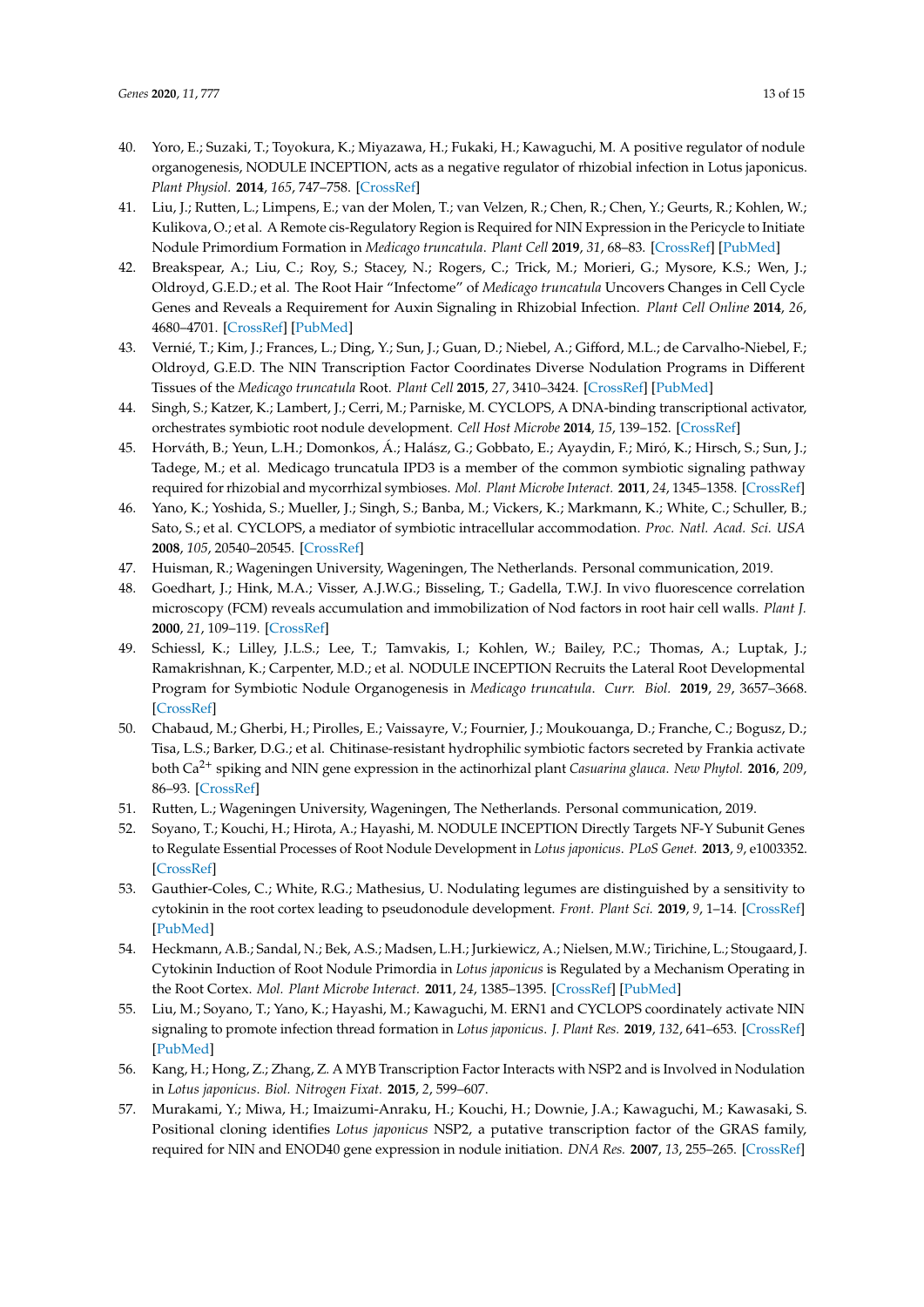40. Yoro, E.; Suzaki, T.; Toyokura, K.; Miyazawa, H.; Fukaki, H.; Kawaguchi, M. A positive regulator of nodule organogenesis, NODULE INCEPTION, acts as a negative regulator of rhizobial infection in Lotus japonicus. *Plant Physiol.* **2014**, *165*, 747–758. [CrossRef]
41. Liu, J.; Rutten, L.; Limpens, E.; van der Molen, T.; van Velzen, R.; Chen, R.; Chen, Y.; Geurts, R.; Kohlen, W.; Kulikova, O.; et al. A Remote cis-Regulatory Region is Required for NIN Expression in the Pericycle to Initiate Nodule Primordium Formation in *Medicago truncatula*. *Plant Cell* **2019**, *31*, 68–83. [CrossRef] [PubMed]
42. Breakspear, A.; Liu, C.; Roy, S.; Stacey, N.; Rogers, C.; Trick, M.; Morieri, G.; Mysore, K.S.; Wen, J.; Oldroyd, G.E.D.; et al. The Root Hair "Infectome" of *Medicago truncatula* Uncovers Changes in Cell Cycle Genes and Reveals a Requirement for Auxin Signaling in Rhizobial Infection. *Plant Cell Online* **2014**, *26*, 4680–4701. [CrossRef] [PubMed]
43. Vernié, T.; Kim, J.; Frances, L.; Ding, Y.; Sun, J.; Guan, D.; Niebel, A.; Gifford, M.L.; de Carvalho-Niebel, F.; Oldroyd, G.E.D. The NIN Transcription Factor Coordinates Diverse Nodulation Programs in Different Tissues of the *Medicago truncatula* Root. *Plant Cell* **2015**, *27*, 3410–3424. [CrossRef] [PubMed]
44. Singh, S.; Katzer, K.; Lambert, J.; Cerri, M.; Parniske, M. CYCLOPS, A DNA-binding transcriptional activator, orchestrates symbiotic root nodule development. *Cell Host Microbe* **2014**, *15*, 139–152. [CrossRef]
45. Horváth, B.; Yeun, L.H.; Domonkos, Á.; Halász, G.; Gobbato, E.; Ayaydin, F.; Miró, K.; Hirsch, S.; Sun, J.; Tadege, M.; et al. Medicago truncatula IPD3 is a member of the common symbiotic signaling pathway required for rhizobial and mycorrhizal symbioses. *Mol. Plant Microbe Interact.* **2011**, *24*, 1345–1358. [CrossRef]
46. Yano, K.; Yoshida, S.; Mueller, J.; Singh, S.; Banba, M.; Vickers, K.; Markmann, K.; White, C.; Schuller, B.; Sato, S.; et al. CYCLOPS, a mediator of symbiotic intracellular accommodation. *Proc. Natl. Acad. Sci. USA* **2008**, *105*, 20540–20545. [CrossRef]
47. Huisman, R.; Wageningen University, Wageningen, The Netherlands. Personal communication, 2019.
48. Goedhart, J.; Hink, M.A.; Visser, A.J.W.G.; Bisseling, T.; Gadella, T.W.J. In vivo fluorescence correlation microscopy (FCM) reveals accumulation and immobilization of Nod factors in root hair cell walls. *Plant J.* **2000**, *21*, 109–119. [CrossRef]
49. Schiessl, K.; Lilley, J.L.S.; Lee, T.; Tamvakis, I.; Kohlen, W.; Bailey, P.C.; Thomas, A.; Luptak, J.; Ramakrishnan, K.; Carpenter, M.D.; et al. NODULE INCEPTION Recruits the Lateral Root Developmental Program for Symbiotic Nodule Organogenesis in *Medicago truncatula*. *Curr. Biol.* **2019**, *29*, 3657–3668. [CrossRef]
50. Chabaud, M.; Gherbi, H.; Pirolles, E.; Vaissayre, V.; Fournier, J.; Moukouanga, D.; Franche, C.; Bogusz, D.; Tisa, L.S.; Barker, D.G.; et al. Chitinase-resistant hydrophilic symbiotic factors secreted by Frankia activate both $Ca^{2+}$ spiking and NIN gene expression in the actinorhizal plant *Casuarina glauca*. *New Phytol.* **2016**, *209*, 86–93. [CrossRef]
51. Rutten, L.; Wageningen University, Wageningen, The Netherlands. Personal communication, 2019.
52. Soyano, T.; Kouchi, H.; Hirota, A.; Hayashi, M. NODULE INCEPTION Directly Targets NF-Y Subunit Genes to Regulate Essential Processes of Root Nodule Development in *Lotus japonicus*. *PLoS Genet.* **2013**, *9*, e1003352. [CrossRef]
53. Gauthier-Coles, C.; White, R.G.; Mathesius, U. Nodulating legumes are distinguished by a sensitivity to cytokinin in the root cortex leading to pseudonodule development. *Front. Plant Sci.* **2019**, *9*, 1–14. [CrossRef] [PubMed]
54. Heckmann, A.B.; Sandal, N.; Bek, A.S.; Madsen, L.H.; Jurkiewicz, A.; Nielsen, M.W.; Tirichine, L.; Stougaard, J. Cytokinin Induction of Root Nodule Primordia in *Lotus japonicus* is Regulated by a Mechanism Operating in the Root Cortex. *Mol. Plant Microbe Interact.* **2011**, *24*, 1385–1395. [CrossRef] [PubMed]
55. Liu, M.; Soyano, T.; Yano, K.; Hayashi, M.; Kawaguchi, M. ERN1 and CYCLOPS coordinately activate NIN signaling to promote infection thread formation in *Lotus japonicus*. *J. Plant Res.* **2019**, *132*, 641–653. [CrossRef] [PubMed]
56. Kang, H.; Hong, Z.; Zhang, Z. A MYB Transcription Factor Interacts with NSP2 and is Involved in Nodulation in *Lotus japonicus*. *Biol. Nitrogen Fixat.* **2015**, *2*, 599–607.
57. Murakami, Y.; Miwa, H.; Imaizumi-Anraku, H.; Kouchi, H.; Downie, J.A.; Kawaguchi, M.; Kawasaki, S. Positional cloning identifies *Lotus japonicus* NSP2, a putative transcription factor of the GRAS family, required for NIN and ENOD40 gene expression in nodule initiation. *DNA Res.* **2007**, *13*, 255–265. [CrossRef]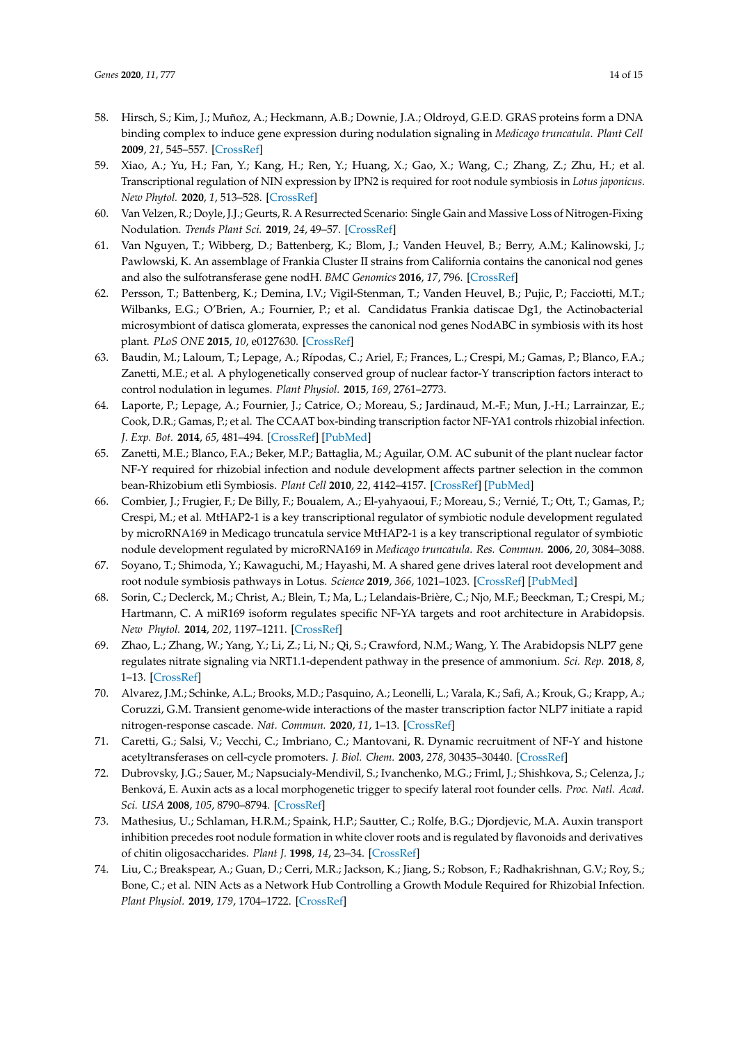58. Hirsch, S.; Kim, J.; Muñoz, A.; Heckmann, A.B.; Downie, J.A.; Oldroyd, G.E.D. GRAS proteins form a DNA binding complex to induce gene expression during nodulation signaling in *Medicago truncatula*. *Plant Cell* **2009**, *21*, 545–557. [CrossRef]
59. Xiao, A.; Yu, H.; Fan, Y.; Kang, H.; Ren, Y.; Huang, X.; Gao, X.; Wang, C.; Zhang, Z.; Zhu, H.; et al. Transcriptional regulation of NIN expression by IPN2 is required for root nodule symbiosis in *Lotus japonicus*. *New Phytol.* **2020**, *1*, 513–528. [CrossRef]
60. Van Velzen, R.; Doyle, J.J.; Geurts, R. A Resurrected Scenario: Single Gain and Massive Loss of Nitrogen-Fixing Nodulation. *Trends Plant Sci.* **2019**, *24*, 49–57. [CrossRef]
61. Van Nguyen, T.; Wibberg, D.; Battenberg, K.; Blom, J.; Vanden Heuvel, B.; Berry, A.M.; Kalinowski, J.; Pawlowski, K. An assemblage of Frankia Cluster II strains from California contains the canonical nod genes and also the sulfotransferase gene nodH. *BMC Genomics* **2016**, *17*, 796. [CrossRef]
62. Persson, T.; Battenberg, K.; Demina, I.V.; Vigil-Stenman, T.; Vanden Heuvel, B.; Pujic, P.; Facciotti, M.T.; Wilbanks, E.G.; O'Brien, A.; Fournier, P.; et al. Candidatus Frankia datiscae Dg1, the Actinobacterial microsymbiont of datisca glomerata, expresses the canonical nod genes NodABC in symbiosis with its host plant. *PLoS ONE* **2015**, *10*, e0127630. [CrossRef]
63. Baudin, M.; Laloum, T.; Lepage, A.; Rípodas, C.; Ariel, F.; Frances, L.; Crespi, M.; Gamas, P.; Blanco, F.A.; Zanetti, M.E.; et al. A phylogenetically conserved group of nuclear factor-Y transcription factors interact to control nodulation in legumes. *Plant Physiol.* **2015**, *169*, 2761–2773.
64. Laporte, P.; Lepage, A.; Fournier, J.; Catrice, O.; Moreau, S.; Jardinaud, M.-F.; Mun, J.-H.; Larrainzar, E.; Cook, D.R.; Gamas, P.; et al. The CCAAT box-binding transcription factor NF-YA1 controls rhizobial infection. *J. Exp. Bot.* **2014**, *65*, 481–494. [CrossRef] [PubMed]
65. Zanetti, M.E.; Blanco, F.A.; Beker, M.P.; Battaglia, M.; Aguilar, O.M. AC subunit of the plant nuclear factor NF-Y required for rhizobial infection and nodule development affects partner selection in the common bean-Rhizobium etli Symbiosis. *Plant Cell* **2010**, *22*, 4142–4157. [CrossRef] [PubMed]
66. Combier, J.; Frugier, F.; De Billy, F.; Boualem, A.; El-yahyaoui, F.; Moreau, S.; Vernié, T.; Ott, T.; Gamas, P.; Crespi, M.; et al. MtHAP2-1 is a key transcriptional regulator of symbiotic nodule development regulated by microRNA169 in Medicago truncatula service MtHAP2-1 is a key transcriptional regulator of symbiotic nodule development regulated by microRNA169 in *Medicago truncatula*. *Res. Commun.* **2006**, *20*, 3084–3088.
67. Soyano, T.; Shimoda, Y.; Kawaguchi, M.; Hayashi, M. A shared gene drives lateral root development and root nodule symbiosis pathways in Lotus. *Science* **2019**, *366*, 1021–1023. [CrossRef] [PubMed]
68. Sorin, C.; Declerck, M.; Christ, A.; Blein, T.; Ma, L.; Lelandais-Brière, C.; Njo, M.F.; Beeckman, T.; Crespi, M.; Hartmann, C. A miR169 isoform regulates specific NF-YA targets and root architecture in Arabidopsis. *New Phytol.* **2014**, *202*, 1197–1211. [CrossRef]
69. Zhao, L.; Zhang, W.; Yang, Y.; Li, Z.; Li, N.; Qi, S.; Crawford, N.M.; Wang, Y. The Arabidopsis NLP7 gene regulates nitrate signaling via NRT1.1-dependent pathway in the presence of ammonium. *Sci. Rep.* **2018**, *8*, 1–13. [CrossRef]
70. Alvarez, J.M.; Schinke, A.L.; Brooks, M.D.; Pasquino, A.; Leonelli, L.; Varala, K.; Safi, A.; Krouk, G.; Krapp, A.; Coruzzi, G.M. Transient genome-wide interactions of the master transcription factor NLP7 initiate a rapid nitrogen-response cascade. *Nat. Commun.* **2020**, *11*, 1–13. [CrossRef]
71. Caretti, G.; Salsi, V.; Vecchi, C.; Imbriano, C.; Mantovani, R. Dynamic recruitment of NF-Y and histone acetyltransferases on cell-cycle promoters. *J. Biol. Chem.* **2003**, *278*, 30435–30440. [CrossRef]
72. Dubrovsky, J.G.; Sauer, M.; Napsucialy-Mendivil, S.; Ivanchenko, M.G.; Friml, J.; Shishkova, S.; Celenza, J.; Benková, E. Auxin acts as a local morphogenetic trigger to specify lateral root founder cells. *Proc. Natl. Acad. Sci. USA* **2008**, *105*, 8790–8794. [CrossRef]
73. Mathesius, U.; Schlaman, H.R.M.; Spaink, H.P.; Sautter, C.; Rolfe, B.G.; Djordjevic, M.A. Auxin transport inhibition precedes root nodule formation in white clover roots and is regulated by flavonoids and derivatives of chitin oligosaccharides. *Plant J.* **1998**, *14*, 23–34. [CrossRef]
74. Liu, C.; Breakspear, A.; Guan, D.; Cerri, M.R.; Jackson, K.; Jiang, S.; Robson, F.; Radhakrishnan, G.V.; Roy, S.; Bone, C.; et al. NIN Acts as a Network Hub Controlling a Growth Module Required for Rhizobial Infection. *Plant Physiol.* **2019**, *179*, 1704–1722. [CrossRef]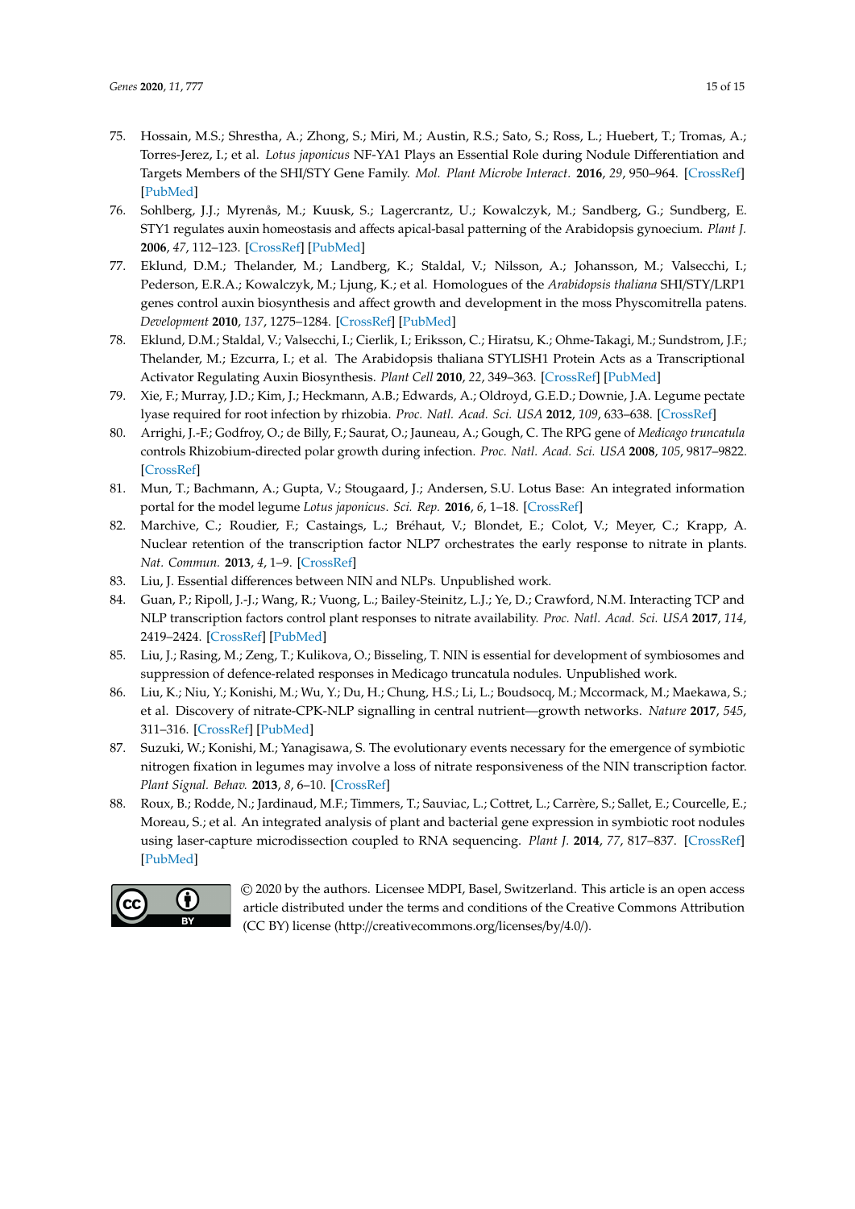75. Hossain, M.S.; Shrestha, A.; Zhong, S.; Miri, M.; Austin, R.S.; Sato, S.; Ross, L.; Huebert, T.; Tromas, A.; Torres-Jerez, I.; et al. *Lotus japonicus* NF-YA1 Plays an Essential Role during Nodule Differentiation and Targets Members of the SHI/STY Gene Family. *Mol. Plant Microbe Interact.* **2016**, *29*, 950–964. [CrossRef] [PubMed]
76. Sohlberg, J.J.; Myrenås, M.; Kuusk, S.; Lagercrantz, U.; Kowalczyk, M.; Sandberg, G.; Sundberg, E. STY1 regulates auxin homeostasis and affects apical-basal patterning of the Arabidopsis gynoecium. *Plant J.* **2006**, *47*, 112–123. [CrossRef] [PubMed]
77. Eklund, D.M.; Thelander, M.; Landberg, K.; Staldal, V.; Nilsson, A.; Johansson, M.; Valsecchi, I.; Pederson, E.R.A.; Kowalczyk, M.; Ljung, K.; et al. Homologues of the *Arabidopsis thaliana* SHI/STY/LRP1 genes control auxin biosynthesis and affect growth and development in the moss Physcomitrella patens. *Development* **2010**, *137*, 1275–1284. [CrossRef] [PubMed]
78. Eklund, D.M.; Staldal, V.; Valsecchi, I.; Cierlik, I.; Eriksson, C.; Hiratsu, K.; Ohme-Takagi, M.; Sundstrom, J.F.; Thelander, M.; Ezcurra, I.; et al. The Arabidopsis thaliana STYLISH1 Protein Acts as a Transcriptional Activator Regulating Auxin Biosynthesis. *Plant Cell* **2010**, *22*, 349–363. [CrossRef] [PubMed]
79. Xie, F.; Murray, J.D.; Kim, J.; Heckmann, A.B.; Edwards, A.; Oldroyd, G.E.D.; Downie, J.A. Legume pectate lyase required for root infection by rhizobia. *Proc. Natl. Acad. Sci. USA* **2012**, *109*, 633–638. [CrossRef]
80. Arrighi, J.-F.; Godfroy, O.; de Billy, F.; Saurat, O.; Jauneau, A.; Gough, C. The RPG gene of *Medicago truncatula* controls Rhizobium-directed polar growth during infection. *Proc. Natl. Acad. Sci. USA* **2008**, *105*, 9817–9822. [CrossRef]
81. Mun, T.; Bachmann, A.; Gupta, V.; Stougaard, J.; Andersen, S.U. Lotus Base: An integrated information portal for the model legume *Lotus japonicus*. *Sci. Rep.* **2016**, *6*, 1–18. [CrossRef]
82. Marchive, C.; Roudier, F.; Castaings, L.; Bréhaut, V.; Blondet, E.; Colot, V.; Meyer, C.; Krapp, A. Nuclear retention of the transcription factor NLP7 orchestrates the early response to nitrate in plants. *Nat. Commun.* **2013**, *4*, 1–9. [CrossRef]
83. Liu, J. Essential differences between NIN and NLPs. Unpublished work.
84. Guan, P.; Ripoll, J.-J.; Wang, R.; Vuong, L.; Bailey-Steinitz, L.J.; Ye, D.; Crawford, N.M. Interacting TCP and NLP transcription factors control plant responses to nitrate availability. *Proc. Natl. Acad. Sci. USA* **2017**, *114*, 2419–2424. [CrossRef] [PubMed]
85. Liu, J.; Rasing, M.; Zeng, T.; Kulikova, O.; Bisseling, T. NIN is essential for development of symbiosomes and suppression of defence-related responses in Medicago truncatula nodules. Unpublished work.
86. Liu, K.; Niu, Y.; Konishi, M.; Wu, Y.; Du, H.; Chung, H.S.; Li, L.; Boudsocq, M.; Mccormack, M.; Maekawa, S.; et al. Discovery of nitrate-CPK-NLP signalling in central nutrient—growth networks. *Nature* **2017**, *545*, 311–316. [CrossRef] [PubMed]
87. Suzuki, W.; Konishi, M.; Yanagisawa, S. The evolutionary events necessary for the emergence of symbiotic nitrogen fixation in legumes may involve a loss of nitrate responsiveness of the NIN transcription factor. *Plant Signal. Behav.* **2013**, *8*, 6–10. [CrossRef]
88. Roux, B.; Rodde, N.; Jardinaud, M.F.; Timmers, T.; Sauviac, L.; Cottret, L.; Carrère, S.; Sallet, E.; Courcelle, E.; Moreau, S.; et al. An integrated analysis of plant and bacterial gene expression in symbiotic root nodules using laser-capture microdissection coupled to RNA sequencing. *Plant J.* **2014**, *77*, 817–837. [CrossRef] [PubMed]

© 2020 by the authors. Licensee MDPI, Basel, Switzerland. This article is an open access article distributed under the terms and conditions of the Creative Commons Attribution (CC BY) license (http://creativecommons.org/licenses/by/4.0/).